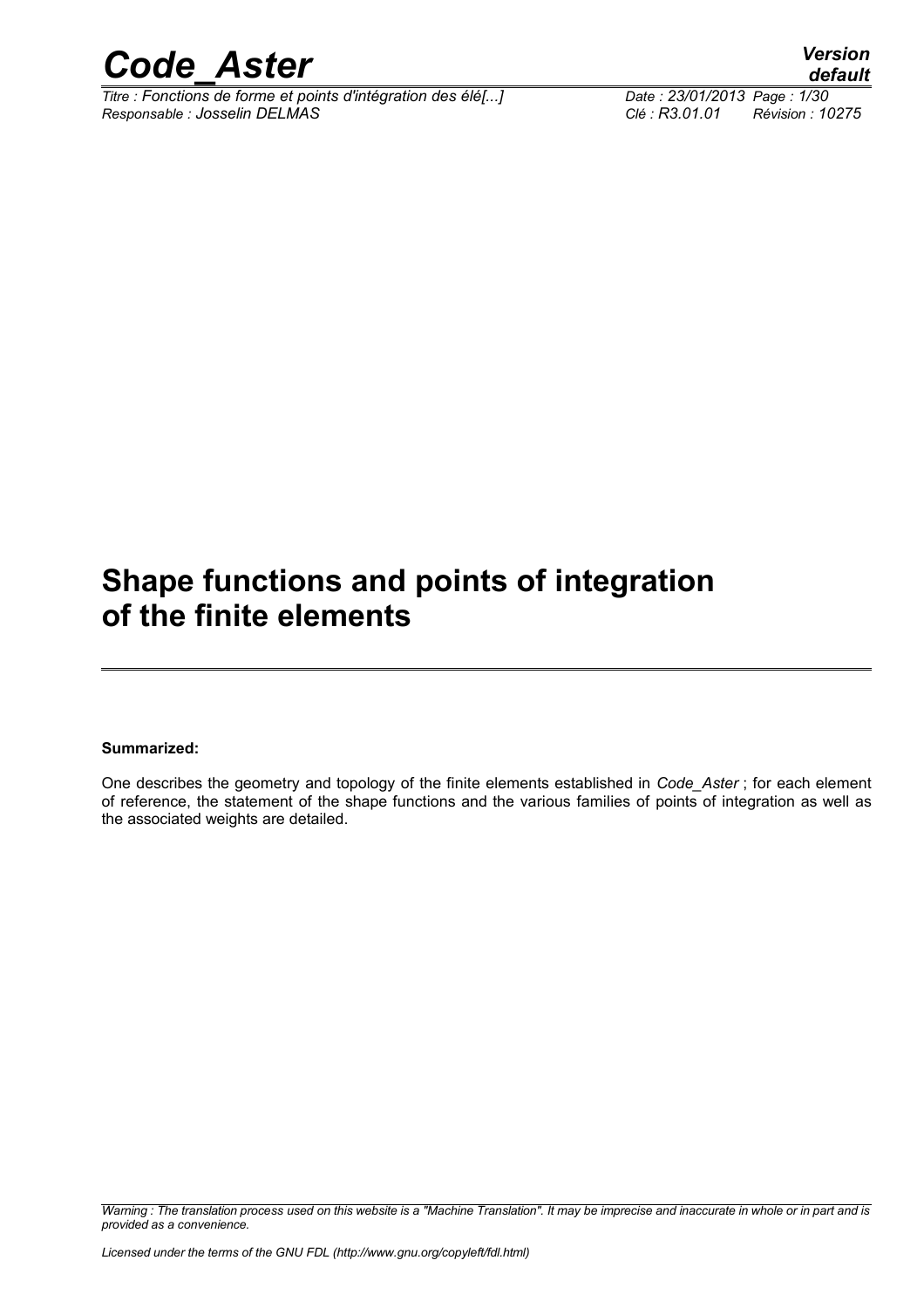# Shape functions and points of integration of the finite elements

**Summarized:**

One describes the geometry and topology of the finite elements established in *Code_Aster* ; for each element of reference, the statement of the shape functions and the various families of points of integration as well as the associated weights are detailed.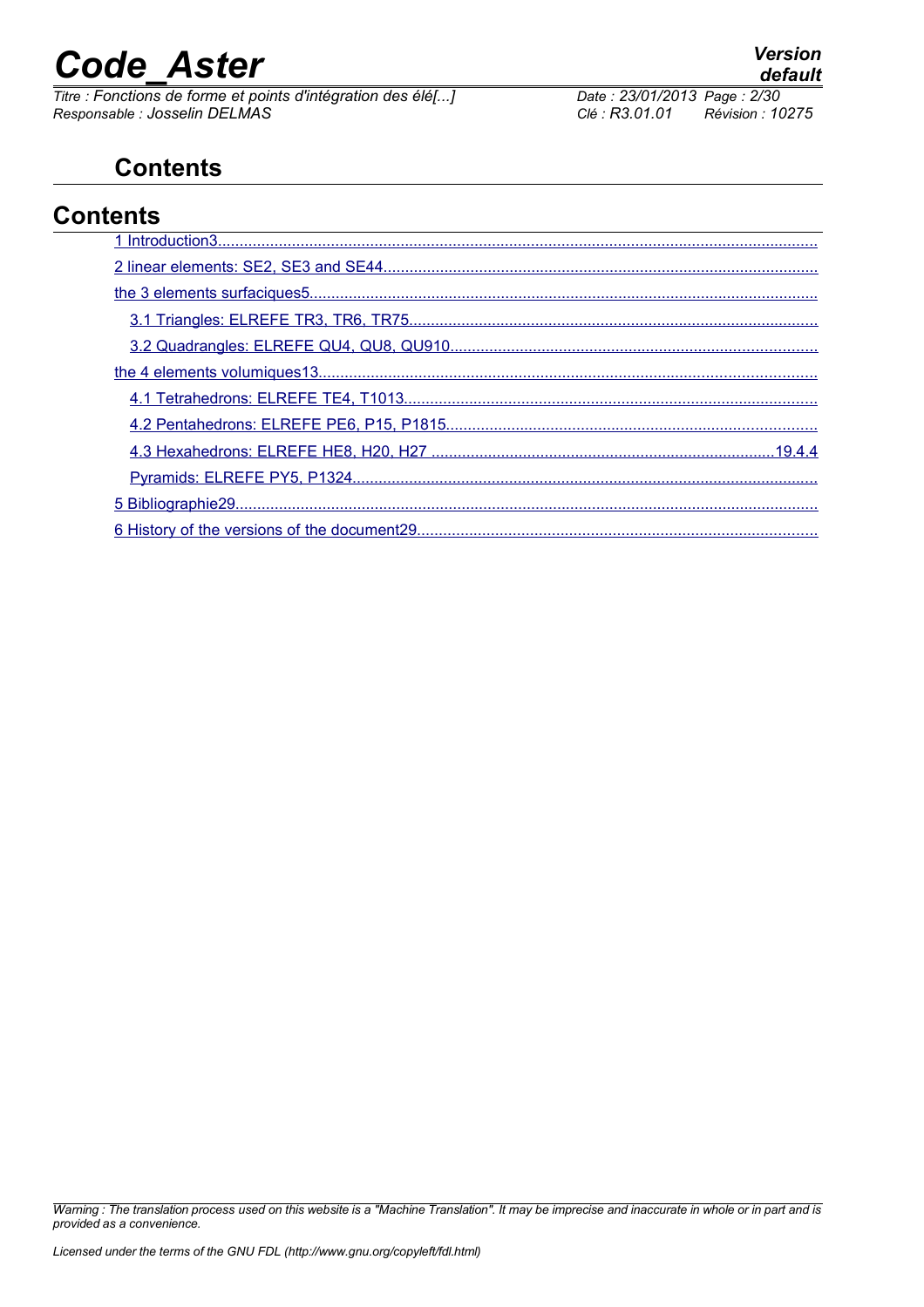# Contents

## Contents

1 Introduction3

2 linear elements: SE2, SE3 and SE44

the 3 elements surfaciques5

- 3.1 Triangles: ELREFE TR3, TR6, TR75
- 3.2 Quadrangles: ELREFE QU4, QU8, QU910

the 4 elements volumiques13

- 4.1 Tetrahedrons: ELREFE TE4, T1013
- 4.2 Pentahedrons: ELREFE PE6, P15, P1815
- 4.3 Hexahedrons: ELREFE HE8, H20, H27 19.4.4
- Pyramids: ELREFE PY5, P1324

5 Bibliographie29

6 History of the versions of the document29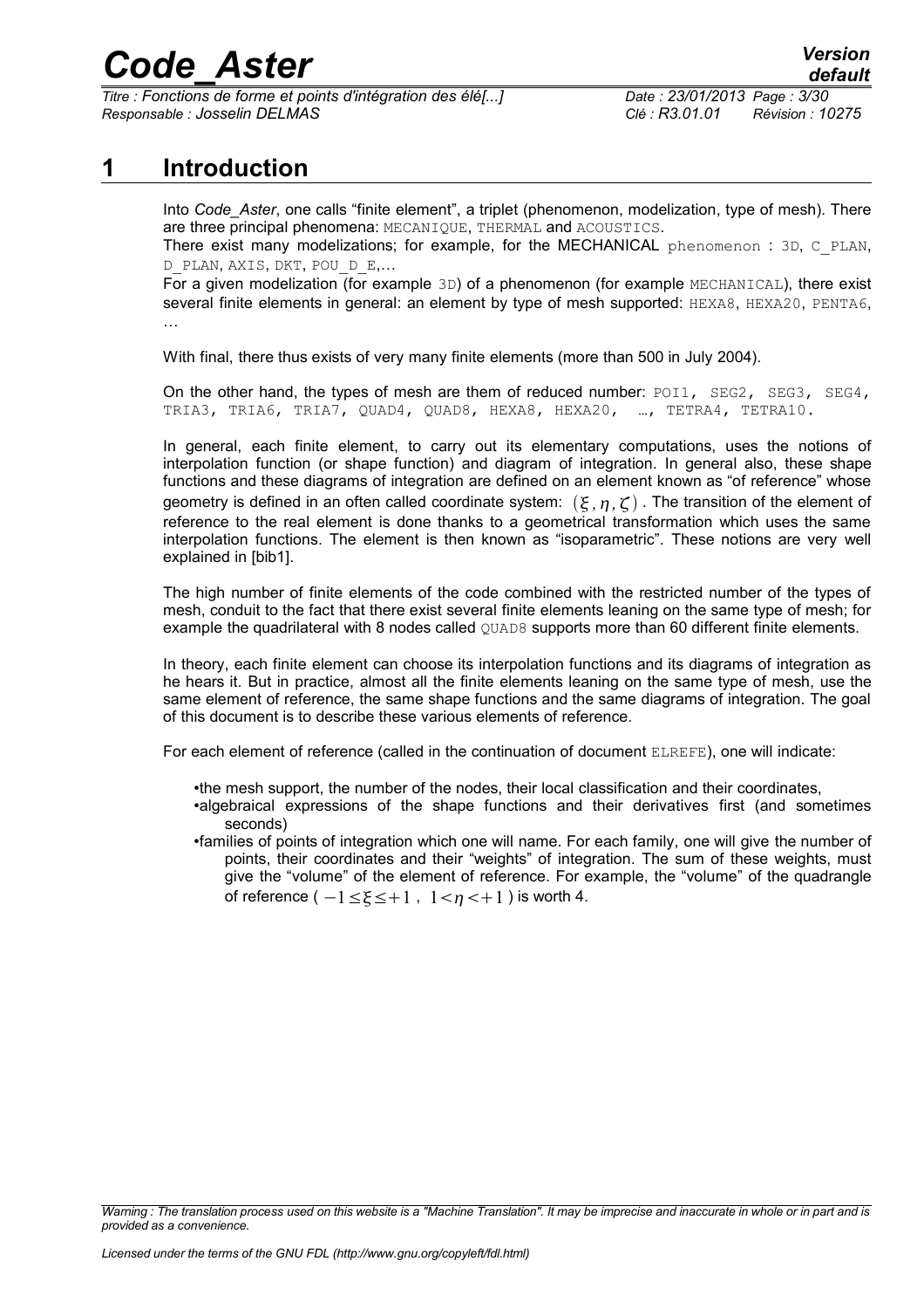# 1 Introduction

Into *Code_Aster*, one calls "finite element", a triplet (phenomenon, modelization, type of mesh). There are three principal phenomena: MECANIQUE, THERMAL and ACOUSTICS.
There exist many modelizations; for example, for the MECHANICAL phenomenon : 3D, C_PLAN, D_PLAN, AXIS, DKT, POU_D_E,...
For a given modelization (for example 3D) of a phenomenon (for example MECHANICAL), there exist several finite elements in general: an element by type of mesh supported: HEXA8, HEXA20, PENTA6, …

With final, there thus exists of very many finite elements (more than 500 in July 2004).

On the other hand, the types of mesh are them of reduced number: POI1, SEG2, SEG3, SEG4, TRIA3, TRIA6, TRIA7, QUAD4, QUAD8, HEXA8, HEXA20, …, TETRA4, TETRA10.

In general, each finite element, to carry out its elementary computations, uses the notions of interpolation function (or shape function) and diagram of integration. In general also, these shape functions and these diagrams of integration are defined on an element known as "of reference" whose geometry is defined in an often called coordinate system: $(\xi, \eta, \zeta)$. The transition of the element of reference to the real element is done thanks to a geometrical transformation which uses the same interpolation functions. The element is then known as "isoparametric". These notions are very well explained in [bib1].

The high number of finite elements of the code combined with the restricted number of the types of mesh, conduit to the fact that there exist several finite elements leaning on the same type of mesh; for example the quadrilateral with 8 nodes called QUAD8 supports more than 60 different finite elements.

In theory, each finite element can choose its interpolation functions and its diagrams of integration as he hears it. But in practice, almost all the finite elements leaning on the same type of mesh, use the same element of reference, the same shape functions and the same diagrams of integration. The goal of this document is to describe these various elements of reference.

For each element of reference (called in the continuation of document ELREFE), one will indicate:

- the mesh support, the number of the nodes, their local classification and their coordinates,
- algebraical expressions of the shape functions and their derivatives first (and sometimes seconds)
- families of points of integration which one will name. For each family, one will give the number of points, their coordinates and their "weights" of integration. The sum of these weights, must give the "volume" of the element of reference. For example, the "volume" of the quadrangle of reference ( $-1 \leq \xi \leq +1$ , $1 < \eta < +1$ ) is worth 4.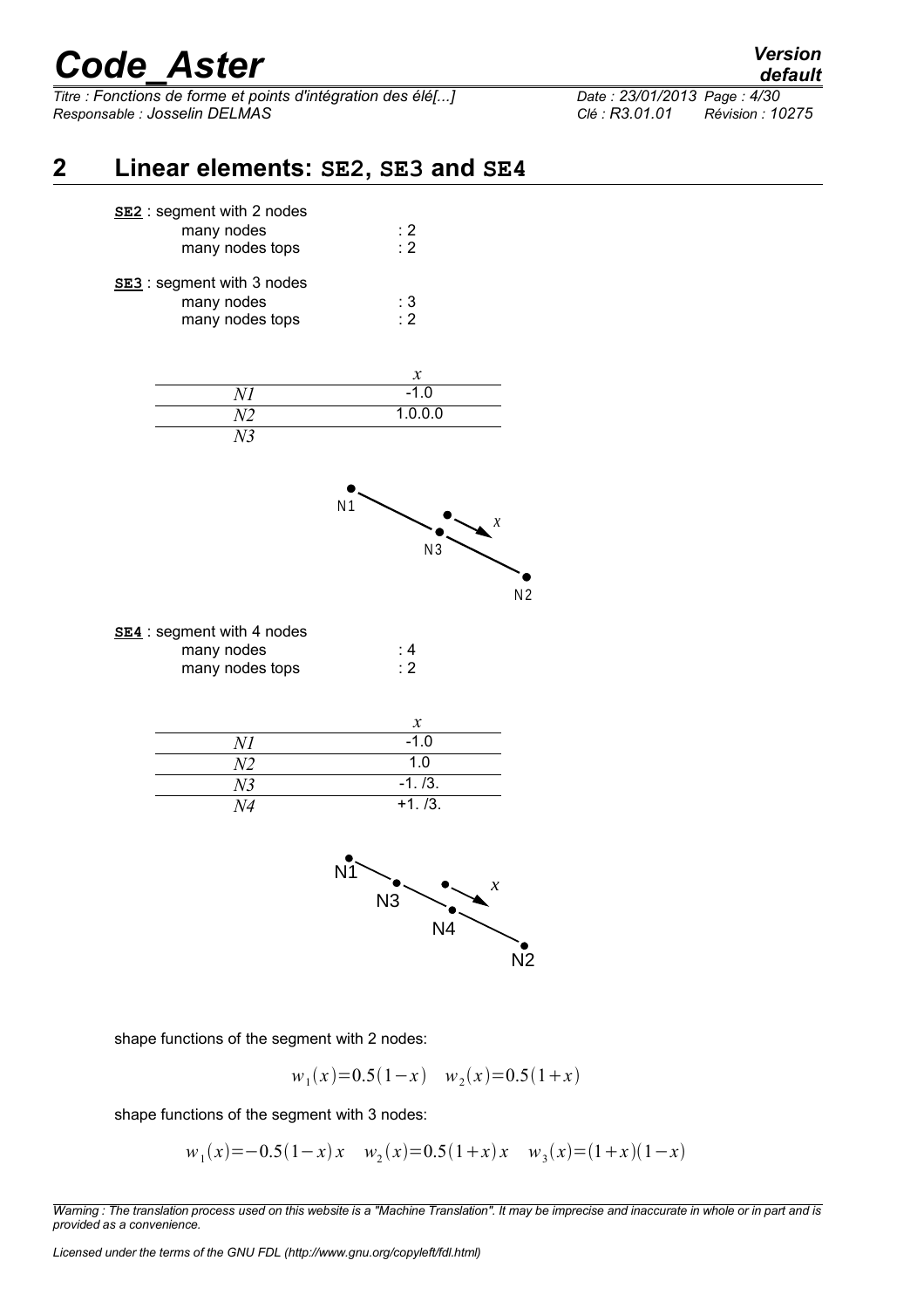## 2 Linear elements: SE2, SE3 and SE4

**SE2** : segment with 2 nodes
many nodes : 2
many nodes tops : 2

**SE3** : segment with 3 nodes
many nodes : 3
many nodes tops : 2

| | $x$ |
|---|---|
| $N1$ | -1.0 |
| $N2$ | 1.0.0.0 |
| $N3$ | |

**SE4** : segment with 4 nodes
many nodes : 4
many nodes tops : 2

| | $x$ |
|---|---|
| $N1$ | -1.0 |
| $N2$ | 1.0 |
| $N3$ | -1. /3. |
| $N4$ | +1. /3. |

shape functions of the segment with 2 nodes:

$$w_1(x)=0.5(1-x) \quad w_2(x)=0.5(1+x)$$

shape functions of the segment with 3 nodes:

$$w_1(x)=-0.5(1-x)x \quad w_2(x)=0.5(1+x)x \quad w_3(x)=(1+x)(1-x)$$

*Warning : The translation process used on this website is a "Machine Translation". It may be imprecise and inaccurate in whole or in part and is provided as a convenience.*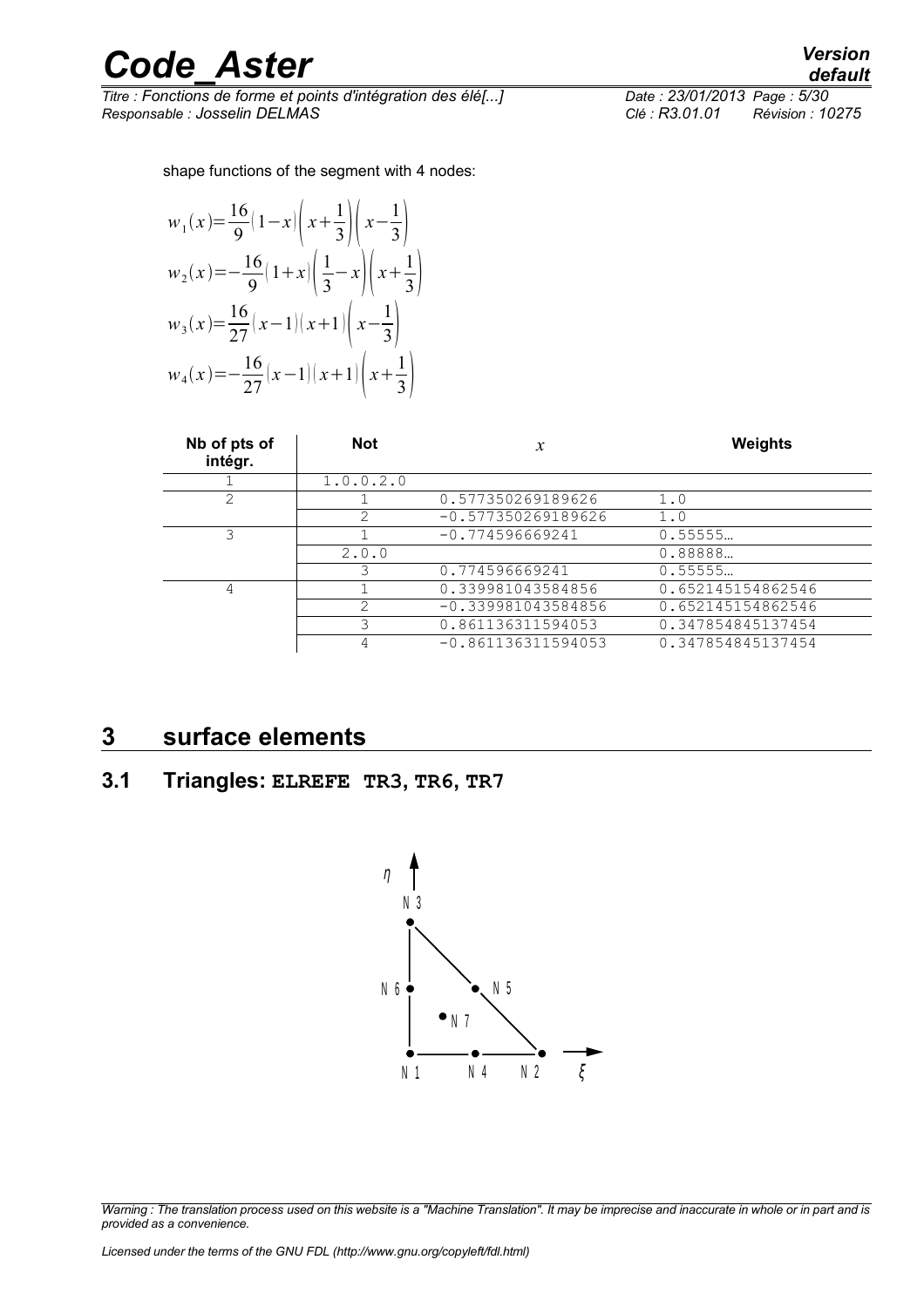shape functions of the segment with 4 nodes:

$$w_1(x)=\frac{16}{9}(1-x)\left(x+\frac{1}{3}\right)\left(x-\frac{1}{3}\right)$$
$$w_2(x)=-\frac{16}{9}(1+x)\left(\frac{1}{3}-x\right)\left(x+\frac{1}{3}\right)$$
$$w_3(x)=\frac{16}{27}(x-1)(x+1)\left(x-\frac{1}{3}\right)$$
$$w_4(x)=-\frac{16}{27}(x-1)(x+1)\left(x+\frac{1}{3}\right)$$

| Nb of pts of intégr. | Not | $x$ | Weights |
|---|---|---|---|
| 1 | 1.0.0.2.0 | | |
| 2 | 1 | 0.577350269189626 | 1.0 |
| | 2 | -0.577350269189626 | 1.0 |
| 3 | 1 | -0.774596669241 | 0.55555… |
| | 2.0.0 | | 0.88888… |
| | 3 | 0.774596669241 | 0.55555… |
| 4 | 1 | 0.339981043584856 | 0.652145154862546 |
| | 2 | -0.339981043584856 | 0.652145154862546 |
| | 3 | 0.861136311594053 | 0.347854845137454 |
| | 4 | -0.861136311594053 | 0.347854845137454 |

# 3 surface elements

## 3.1 Triangles: **ELREFE TR3**, **TR6**, **TR7**

η

N 3

N 6 N 5

N 7

N 1 N 4 N 2 ξ

*Warning : The translation process used on this website is a "Machine Translation". It may be imprecise and inaccurate in whole or in part and is provided as a convenience.*

*Licensed under the terms of the GNU FDL (http://www.gnu.org/copyleft/fdl.html)*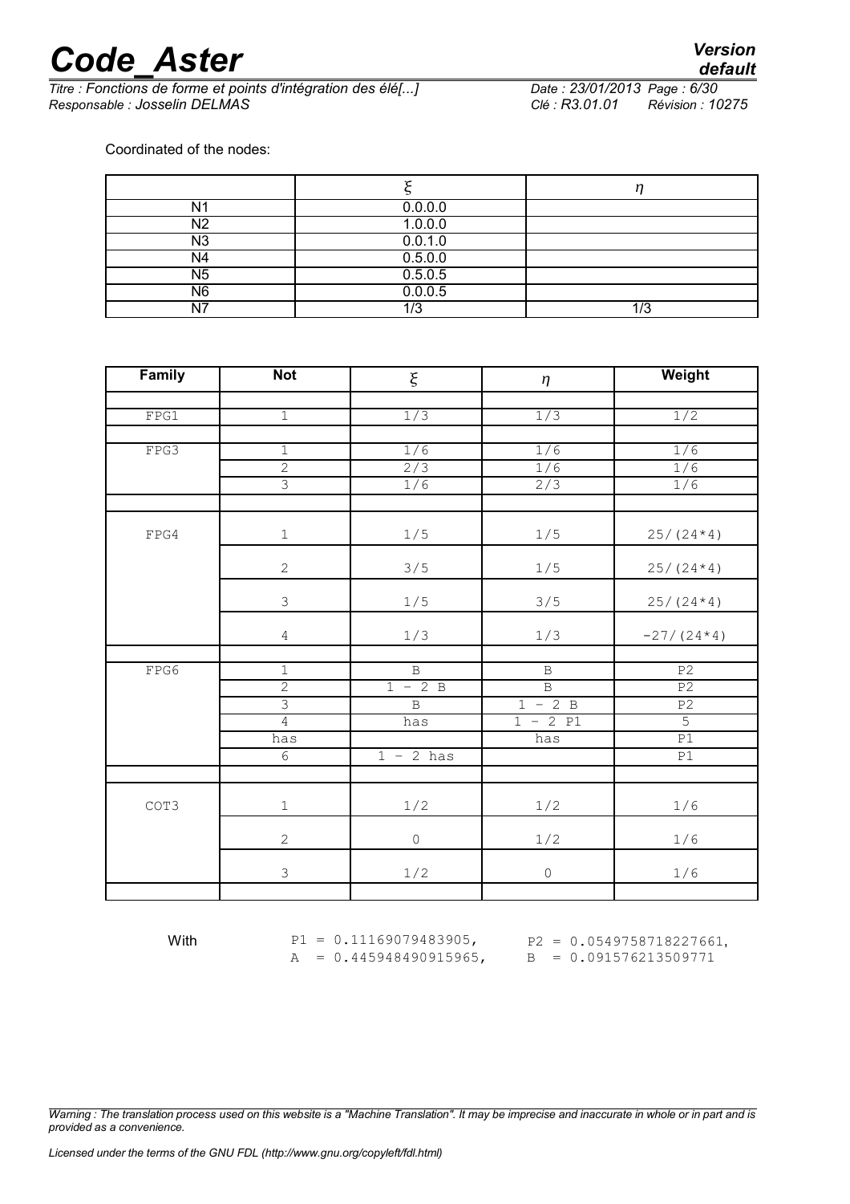Coordinated of the nodes:

| | ξ | η |
|---|---|---|
| N1 | 0.0.0.0 | |
| N2 | 1.0.0.0 | |
| N3 | 0.0.1.0 | |
| N4 | 0.5.0.0 | |
| N5 | 0.5.0.5 | |
| N6 | 0.0.0.5 | |
| N7 | 1/3 | 1/3 |

| Family | Not | ξ | η | Weight |
|---|---|---|---|---|
| | | | | |
| FPG1 | 1 | 1/3 | 1/3 | 1/2 |
| | | | | |
| FPG3 | 1 | 1/6 | 1/6 | 1/6 |
| | 2 | 2/3 | 1/6 | 1/6 |
| | 3 | 1/6 | 2/3 | 1/6 |
| | | | | |
| FPG4 | 1 | 1/5 | 1/5 | 25/(24*4) |
| | 2 | 3/5 | 1/5 | 25/(24*4) |
| | 3 | 1/5 | 3/5 | 25/(24*4) |
| | 4 | 1/3 | 1/3 | -27/(24*4) |
| | | | | |
| FPG6 | 1 | B | B | P2 |
| | 2 | 1 - 2 B | B | P2 |
| | 3 | B | 1 - 2 B | P2 |
| | 4 | has | 1 - 2 P1 | 5 |
| | has | | has | P1 |
| | 6 | 1 - 2 has | | P1 |
| | | | | |
| COT3 | 1 | 1/2 | 1/2 | 1/6 |
| | 2 | 0 | 1/2 | 1/6 |
| | 3 | 1/2 | 0 | 1/6 |
| | | | | |

With P1 = 0.11169079483905, P2 = 0.0549758718227661,
A = 0.445948490915965, B = 0.091576213509771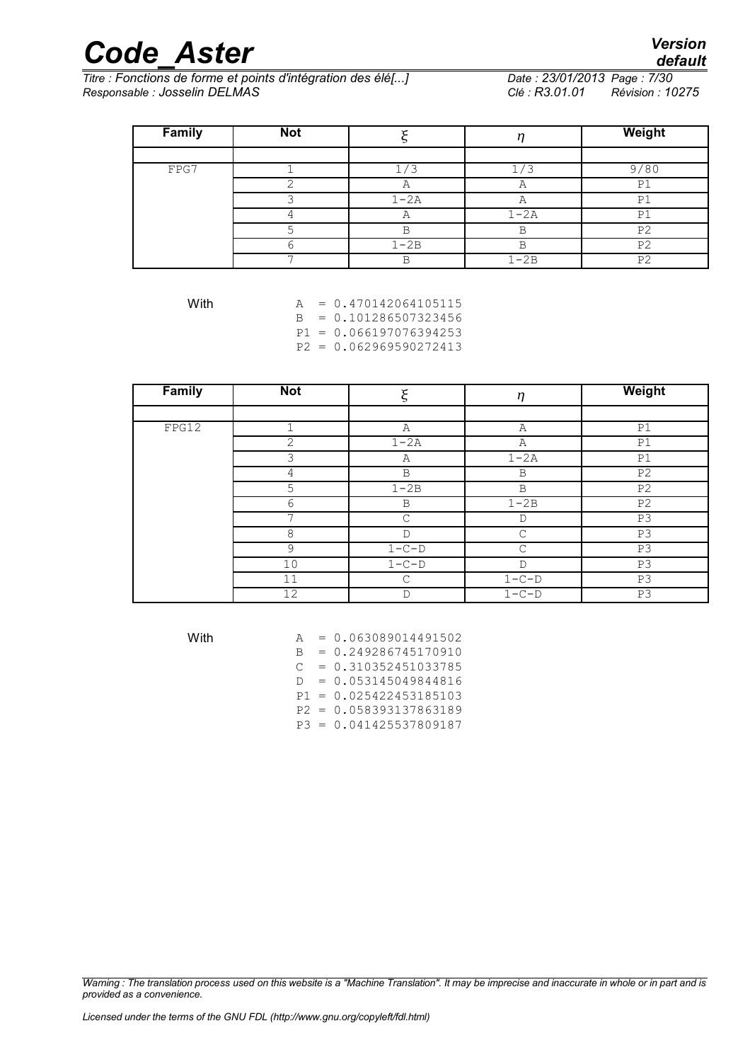| Family | Not | $\xi$ | $\eta$ | Weight |
|---|---|---|---|---|
| | | | | |
| FPG7 | 1 | 1/3 | 1/3 | 9/80 |
| | 2 | A | A | P1 |
| | 3 | 1-2A | A | P1 |
| | 4 | A | 1-2A | P1 |
| | 5 | B | B | P2 |
| | 6 | 1-2B | B | P2 |
| | 7 | B | 1-2B | P2 |

With

```
A  = 0.470142064105115
B  = 0.101286507323456
P1 = 0.066197076394253
P2 = 0.062969590272413
```

| Family | Not | $\xi$ | $\eta$ | Weight |
|---|---|---|---|---|
| | | | | |
| FPG12 | 1 | A | A | P1 |
| | 2 | 1-2A | A | P1 |
| | 3 | A | 1-2A | P1 |
| | 4 | B | B | P2 |
| | 5 | 1-2B | B | P2 |
| | 6 | B | 1-2B | P2 |
| | 7 | C | D | P3 |
| | 8 | D | C | P3 |
| | 9 | 1-C-D | C | P3 |
| | 10 | 1-C-D | D | P3 |
| | 11 | C | 1-C-D | P3 |
| | 12 | D | 1-C-D | P3 |

With

```
A  = 0.063089014491502
B  = 0.249286745170910
C  = 0.310352451033785
D  = 0.053145049844816
P1 = 0.025422453185103
P2 = 0.058393137863189
P3 = 0.041425537809187
```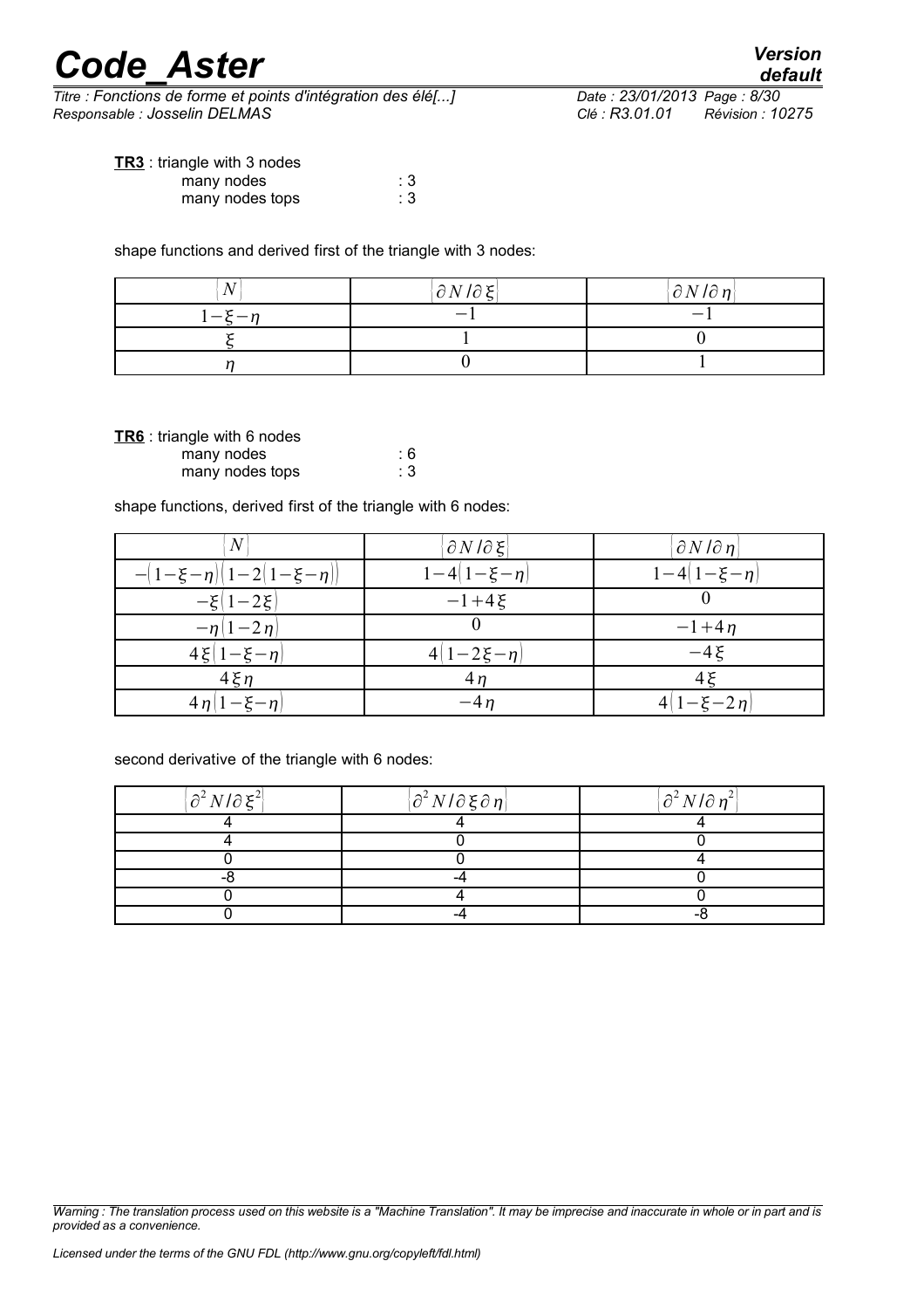**TR3** : triangle with 3 nodes

many nodes : 3
many nodes tops : 3

shape functions and derived first of the triangle with 3 nodes:

| $N$ | $\partial N / \partial \xi$ | $\partial N / \partial \eta$ |
|---|---|---|
| $1-\xi-\eta$ | $-1$ | $-1$ |
| $\xi$ | $1$ | $0$ |
| $\eta$ | $0$ | $1$ |

**TR6** : triangle with 6 nodes

many nodes : 6
many nodes tops : 3

shape functions, derived first of the triangle with 6 nodes:

| $N$ | $\partial N / \partial \xi$ | $\partial N / \partial \eta$ |
|---|---|---|
| $-(1-\xi-\eta)(1-2(1-\xi-\eta))$ | $1-4(1-\xi-\eta)$ | $1-4(1-\xi-\eta)$ |
| $-\xi(1-2\xi)$ | $-1+4\xi$ | $0$ |
| $-\eta(1-2\eta)$ | $0$ | $-1+4\eta$ |
| $4\xi(1-\xi-\eta)$ | $4(1-2\xi-\eta)$ | $-4\xi$ |
| $4\xi\eta$ | $4\eta$ | $4\xi$ |
| $4\eta(1-\xi-\eta)$ | $-4\eta$ | $4(1-\xi-2\eta)$ |

second derivative of the triangle with 6 nodes:

| $\partial^2 N / \partial \xi^2$ | $\partial^2 N / \partial \xi \partial \eta$ | $\partial^2 N / \partial \eta^2$ |
|---|---|---|
| 4 | 4 | 4 |
| 4 | 0 | 0 |
| 0 | 0 | 4 |
| -8 | -4 | 0 |
| 0 | 4 | 0 |
| 0 | -4 | -8 |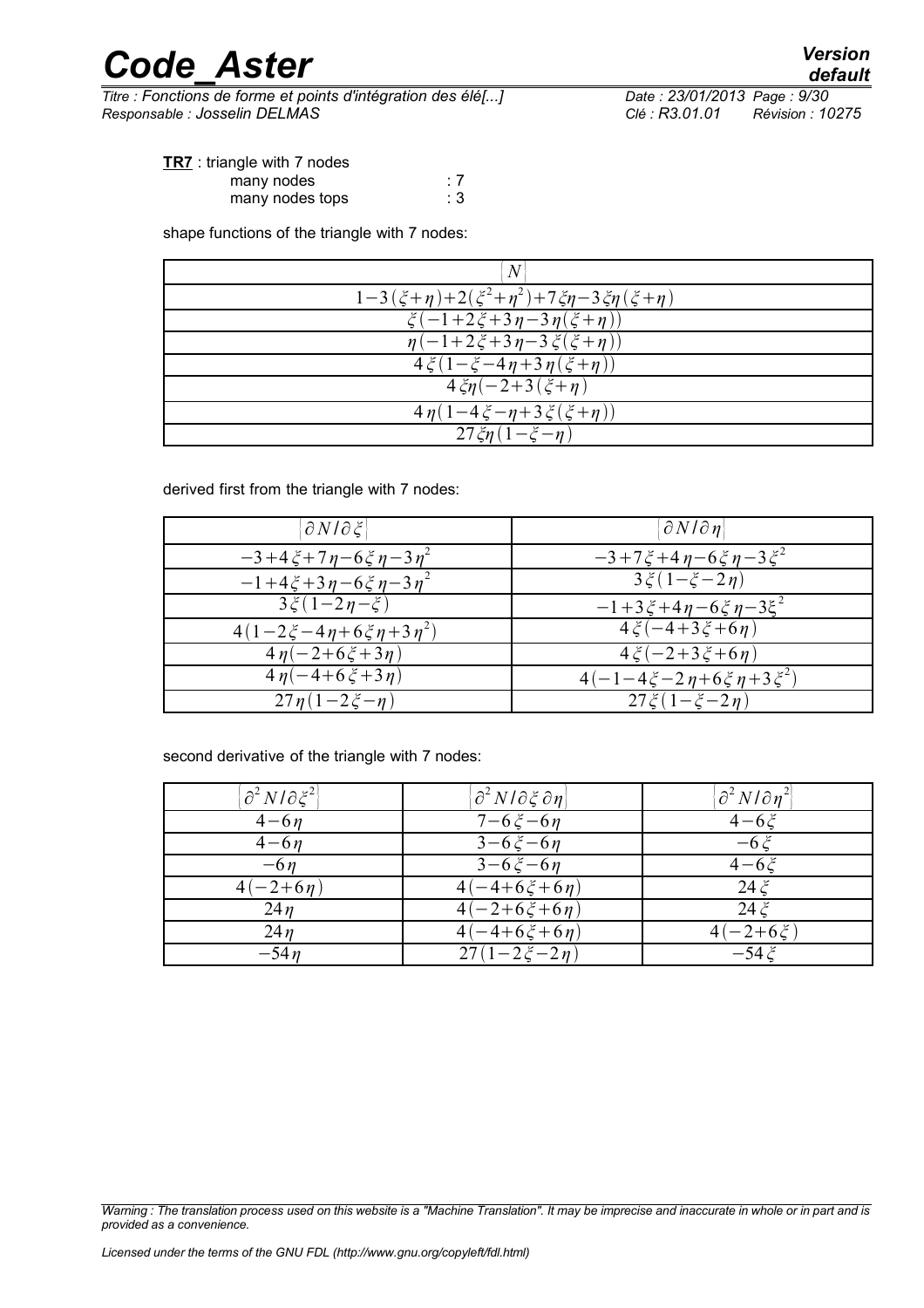**TR7** : triangle with 7 nodes

many nodes : 7
many nodes tops : 3

shape functions of the triangle with 7 nodes:

| $\{N\}$ |
|---|
| $1-3(\xi+\eta)+2(\xi^2+\eta^2)+7\xi\eta-3\xi\eta(\xi+\eta)$ |
| $\xi(-1+2\xi+3\eta-3\eta(\xi+\eta))$ |
| $\eta(-1+2\xi+3\eta-3\xi(\xi+\eta))$ |
| $4\xi(1-\xi-4\eta+3\eta(\xi+\eta))$ |
| $4\xi\eta(-2+3(\xi+\eta)$ |
| $4\eta(1-4\xi-\eta+3\xi(\xi+\eta))$ |
| $27\xi\eta(1-\xi-\eta)$ |

derived first from the triangle with 7 nodes:

| $\{\partial N/\partial\xi\}$ | $\{\partial N/\partial\eta\}$ |
|---|---|
| $-3+4\xi+7\eta-6\xi\eta-3\eta^2$ | $-3+7\xi+4\eta-6\xi\eta-3\xi^2$ |
| $-1+4\xi+3\eta-6\xi\eta-3\eta^2$ | $3\xi(1-\xi-2\eta)$ |
| $3\xi(1-2\eta-\xi)$ | $-1+3\xi+4\eta-6\xi\eta-3\xi^2$ |
| $4(1-2\xi-4\eta+6\xi\eta+3\eta^2)$ | $4\xi(-4+3\xi+6\eta)$ |
| $4\eta(-2+6\xi+3\eta)$ | $4\xi(-2+3\xi+6\eta)$ |
| $4\eta(-4+6\xi+3\eta)$ | $4(-1-4\xi-2\eta+6\xi\eta+3\xi^2)$ |
| $27\eta(1-2\xi-\eta)$ | $27\xi(1-\xi-2\eta)$ |

second derivative of the triangle with 7 nodes:

| $\{\partial^2 N/\partial\xi^2\}$ | $\{\partial^2 N/\partial\xi\,\partial\eta\}$ | $\{\partial^2 N/\partial\eta^2\}$ |
|---|---|---|
| $4-6\eta$ | $7-6\xi-6\eta$ | $4-6\xi$ |
| $4-6\eta$ | $3-6\xi-6\eta$ | $-6\xi$ |
| $-6\eta$ | $3-6\xi-6\eta$ | $4-6\xi$ |
| $4(-2+6\eta)$ | $4(-4+6\xi+6\eta)$ | $24\xi$ |
| $24\eta$ | $4(-2+6\xi+6\eta)$ | $24\xi$ |
| $24\eta$ | $4(-4+6\xi+6\eta)$ | $4(-2+6\xi)$ |
| $-54\eta$ | $27(1-2\xi-2\eta)$ | $-54\xi$ |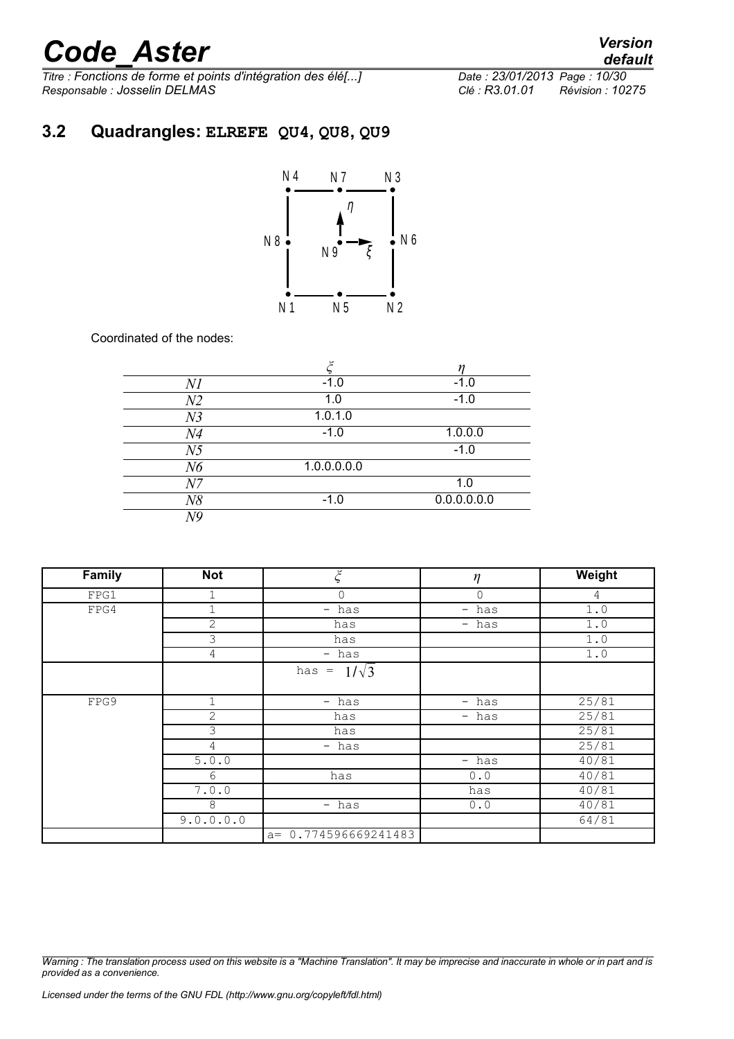## 3.2 Quadrangles: ELREFE QU4, QU8, QU9

N4 N7 N3

$\eta$

N8 N9 $\xi$ N6

N1 N5 N2

Coordinated of the nodes:

| | $\xi$ | $\eta$ |
|---|---|---|
| *N1* | -1.0 | -1.0 |
| *N2* | 1.0 | -1.0 |
| *N3* | 1.0.1.0 | |
| *N4* | -1.0 | 1.0.0.0 |
| *N5* | | -1.0 |
| *N6* | 1.0.0.0.0.0 | |
| *N7* | | 1.0 |
| *N8* | -1.0 | 0.0.0.0.0.0 |
| *N9* | | |

| Family | Not | $\xi$ | $\eta$ | Weight |
|---|---|---|---|---|
| FPG1 | 1 | 0 | 0 | 4 |
| FPG4 | 1 | - has | - has | 1.0 |
| | 2 | has | - has | 1.0 |
| | 3 | has | | 1.0 |
| | 4 | - has | | 1.0 |
| | | has = $1/\sqrt{3}$ | | |
| FPG9 | 1 | - has | - has | 25/81 |
| | 2 | has | - has | 25/81 |
| | 3 | has | | 25/81 |
| | 4 | - has | | 25/81 |
| | 5.0.0 | | - has | 40/81 |
| | 6 | has | 0.0 | 40/81 |
| | 7.0.0 | | has | 40/81 |
| | 8 | - has | 0.0 | 40/81 |
| | 9.0.0.0.0 | | | 64/81 |
| | | a= 0.774596669241483 | | |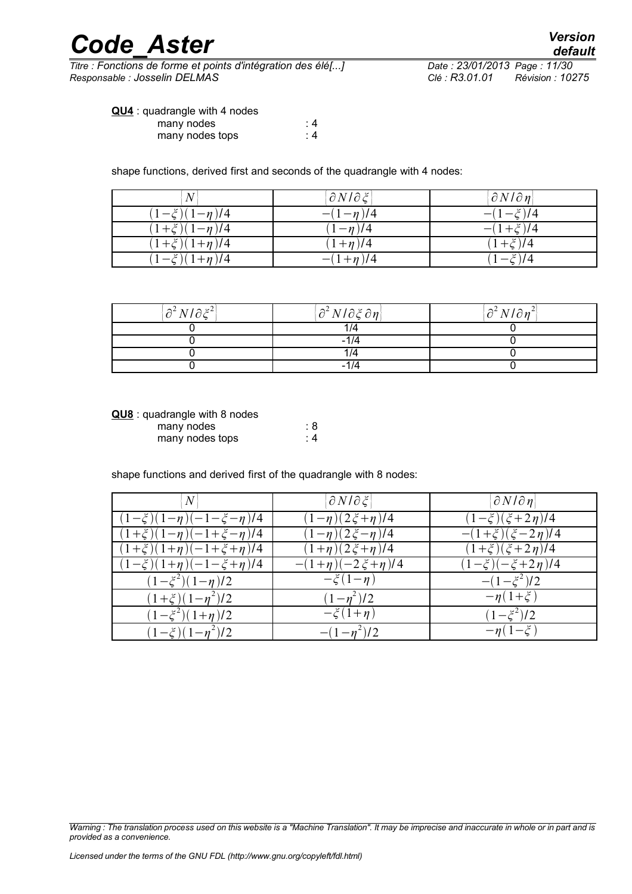**QU4** : quadrangle with 4 nodes

many nodes : 4
many nodes tops : 4

shape functions, derived first and seconds of the quadrangle with 4 nodes:

| $\{N\}$ | $\{\partial N/\partial \xi\}$ | $\{\partial N/\partial \eta\}$ |
|---|---|---|
| $(1-\xi)(1-\eta)/4$ | $-(1-\eta)/4$ | $-(1-\xi)/4$ |
| $(1+\xi)(1-\eta)/4$ | $(1-\eta)/4$ | $-(1+\xi)/4$ |
| $(1+\xi)(1+\eta)/4$ | $(1+\eta)/4$ | $(1+\xi)/4$ |
| $(1-\xi)(1+\eta)/4$ | $-(1+\eta)/4$ | $(1-\xi)/4$ |

| $\{\partial^2 N/\partial \xi^2\}$ | $\{\partial^2 N/\partial \xi \partial \eta\}$ | $\{\partial^2 N/\partial \eta^2\}$ |
|---|---|---|
| 0 | 1/4 | 0 |
| 0 | -1/4 | 0 |
| 0 | 1/4 | 0 |
| 0 | -1/4 | 0 |

**QU8** : quadrangle with 8 nodes

many nodes : 8
many nodes tops : 4

shape functions and derived first of the quadrangle with 8 nodes:

| $\{N\}$ | $\{\partial N/\partial \xi\}$ | $\{\partial N/\partial \eta\}$ |
|---|---|---|
| $(1-\xi)(1-\eta)(-1-\xi-\eta)/4$ | $(1-\eta)(2\xi+\eta)/4$ | $(1-\xi)(\xi+2\eta)/4$ |
| $(1+\xi)(1-\eta)(-1+\xi-\eta)/4$ | $(1-\eta)(2\xi-\eta)/4$ | $-(1+\xi)(\xi-2\eta)/4$ |
| $(1+\xi)(1+\eta)(-1+\xi+\eta)/4$ | $(1+\eta)(2\xi+\eta)/4$ | $(1+\xi)(\xi+2\eta)/4$ |
| $(1-\xi)(1+\eta)(-1-\xi+\eta)/4$ | $-(1+\eta)(-2\xi+\eta)/4$ | $(1-\xi)(-\xi+2\eta)/4$ |
| $(1-\xi^2)(1-\eta)/2$ | $-\xi(1-\eta)$ | $-(1-\xi^2)/2$ |
| $(1+\xi)(1-\eta^2)/2$ | $(1-\eta^2)/2$ | $-\eta(1+\xi)$ |
| $(1-\xi^2)(1+\eta)/2$ | $-\xi(1+\eta)$ | $(1-\xi^2)/2$ |
| $(1-\xi)(1-\eta^2)/2$ | $-(1-\eta^2)/2$ | $-\eta(1-\xi)$ |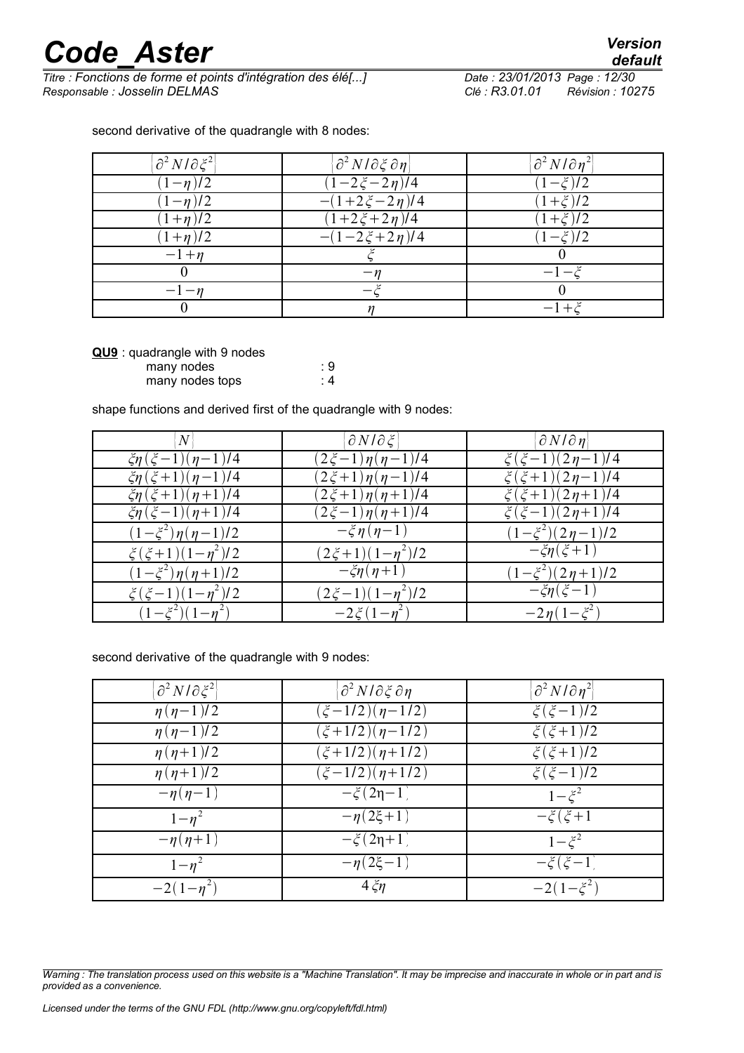second derivative of the quadrangle with 8 nodes:

| $\{\partial^2 N/\partial\xi^2\}$ | $\{\partial^2 N/\partial\xi\,\partial\eta\}$ | $\{\partial^2 N/\partial\eta^2\}$ |
|---|---|---|
| $(1-\eta)/2$ | $(1-2\xi-2\eta)/4$ | $(1-\xi)/2$ |
| $(1-\eta)/2$ | $-(1+2\xi-2\eta)/4$ | $(1+\xi)/2$ |
| $(1+\eta)/2$ | $(1+2\xi+2\eta)/4$ | $(1+\xi)/2$ |
| $(1+\eta)/2$ | $-(1-2\xi+2\eta)/4$ | $(1-\xi)/2$ |
| $-1+\eta$ | $\xi$ | $0$ |
| $0$ | $-\eta$ | $-1-\xi$ |
| $-1-\eta$ | $-\xi$ | $0$ |
| $0$ | $\eta$ | $-1+\xi$ |

**QU9** : quadrangle with 9 nodes

many nodes : 9

many nodes tops : 4

shape functions and derived first of the quadrangle with 9 nodes:

| $\{N\}$ | $\{\partial N/\partial\xi\}$ | $\{\partial N/\partial\eta\}$ |
|---|---|---|
| $\xi\eta(\xi-1)(\eta-1)/4$ | $(2\xi-1)\eta(\eta-1)/4$ | $\xi(\xi-1)(2\eta-1)/4$ |
| $\xi\eta(\xi+1)(\eta-1)/4$ | $(2\xi+1)\eta(\eta-1)/4$ | $\xi(\xi+1)(2\eta-1)/4$ |
| $\xi\eta(\xi+1)(\eta+1)/4$ | $(2\xi+1)\eta(\eta+1)/4$ | $\xi(\xi+1)(2\eta+1)/4$ |
| $\xi\eta(\xi-1)(\eta+1)/4$ | $(2\xi-1)\eta(\eta+1)/4$ | $\xi(\xi-1)(2\eta+1)/4$ |
| $(1-\xi^2)\eta(\eta-1)/2$ | $-\xi\eta(\eta-1)$ | $(1-\xi^2)(2\eta-1)/2$ |
| $\xi(\xi+1)(1-\eta^2)/2$ | $(2\xi+1)(1-\eta^2)/2$ | $-\xi\eta(\xi+1)$ |
| $(1-\xi^2)\eta(\eta+1)/2$ | $-\xi\eta(\eta+1)$ | $(1-\xi^2)(2\eta+1)/2$ |
| $\xi(\xi-1)(1-\eta^2)/2$ | $(2\xi-1)(1-\eta^2)/2$ | $-\xi\eta(\xi-1)$ |
| $(1-\xi^2)(1-\eta^2)$ | $-2\xi(1-\eta^2)$ | $-2\eta(1-\xi^2)$ |

second derivative of the quadrangle with 9 nodes:

| $\{\partial^2 N/\partial\xi^2\}$ | $\{\partial^2 N/\partial\xi\,\partial\eta$ | $\{\partial^2 N/\partial\eta^2\}$ |
|---|---|---|
| $\eta(\eta-1)/2$ | $(\xi-1/2)(\eta-1/2)$ | $\xi(\xi-1)/2$ |
| $\eta(\eta-1)/2$ | $(\xi+1/2)(\eta-1/2)$ | $\xi(\xi+1)/2$ |
| $\eta(\eta+1)/2$ | $(\xi+1/2)(\eta+1/2)$ | $\xi(\xi+1)/2$ |
| $\eta(\eta+1)/2$ | $(\xi-1/2)(\eta+1/2)$ | $\xi(\xi-1)/2$ |
| $-\eta(\eta-1)$ | $-\xi(2\eta-1)$ | $1-\xi^2$ |
| $1-\eta^2$ | $-\eta(2\xi+1)$ | $-\xi(\xi+1$ |
| $-\eta(\eta+1)$ | $-\xi(2\eta+1)$ | $1-\xi^2$ |
| $1-\eta^2$ | $-\eta(2\xi-1)$ | $-\xi(\xi-1)$ |
| $-2(1-\eta^2)$ | $4\xi\eta$ | $-2(1-\xi^2)$ |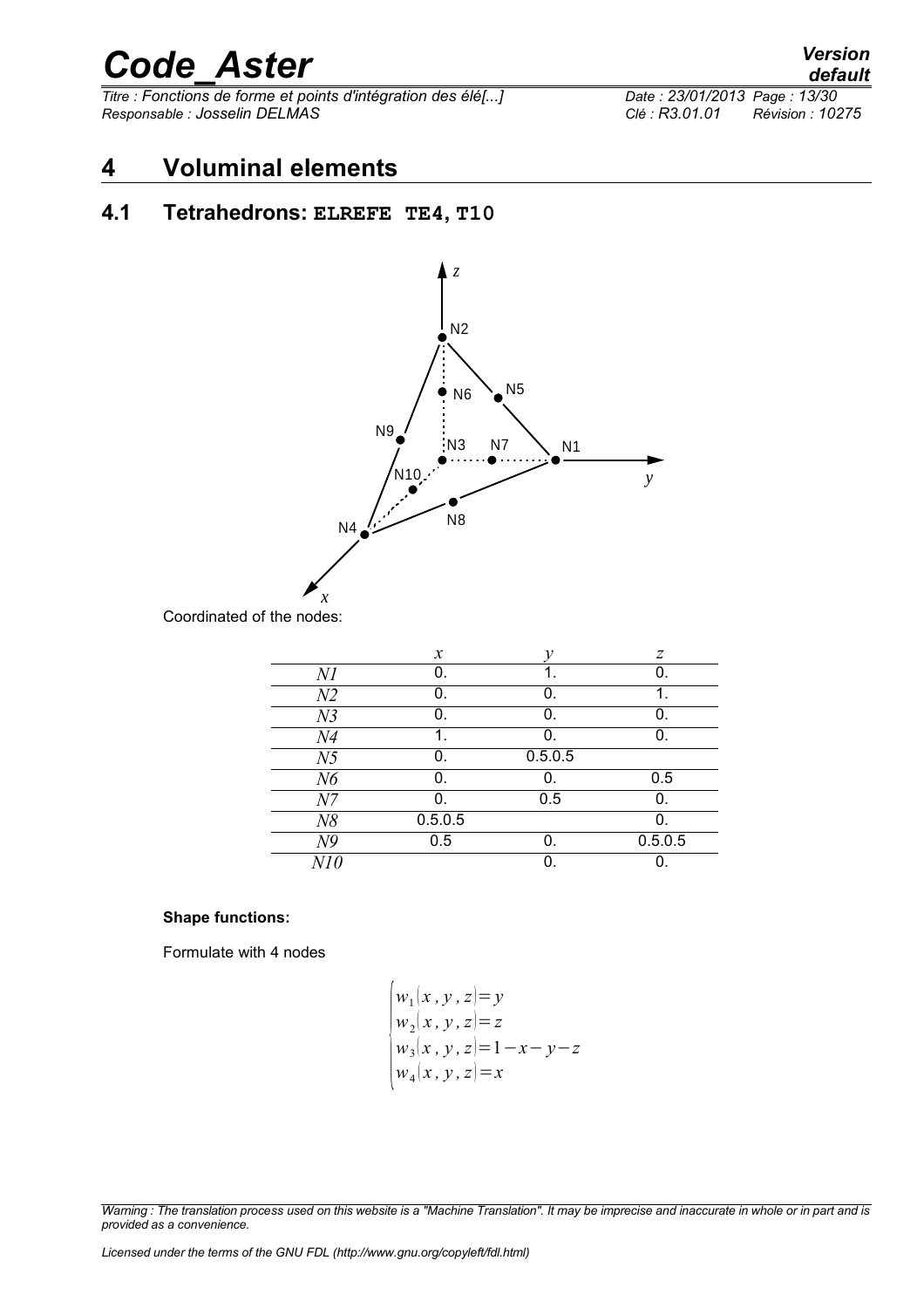# 4 Voluminal elements

## 4.1 Tetrahedrons: ELREFE TE4, T10

Coordinated of the nodes:

| | $x$ | $y$ | $z$ |
|---|---|---|---|
| $N1$ | 0. | 1. | 0. |
| $N2$ | 0. | 0. | 1. |
| $N3$ | 0. | 0. | 0. |
| $N4$ | 1. | 0. | 0. |
| $N5$ | 0. | 0.5.0.5 | |
| $N6$ | 0. | 0. | 0.5 |
| $N7$ | 0. | 0.5 | 0. |
| $N8$ | 0.5.0.5 | | 0. |
| $N9$ | 0.5 | 0. | 0.5.0.5 |
| $N10$ | | 0. | 0. |

**Shape functions:**

Formulate with 4 nodes

$$
\begin{cases}
w_1(x, y, z) = y \\
w_2(x, y, z) = z \\
w_3(x, y, z) = 1 - x - y - z \\
w_4(x, y, z) = x
\end{cases}
$$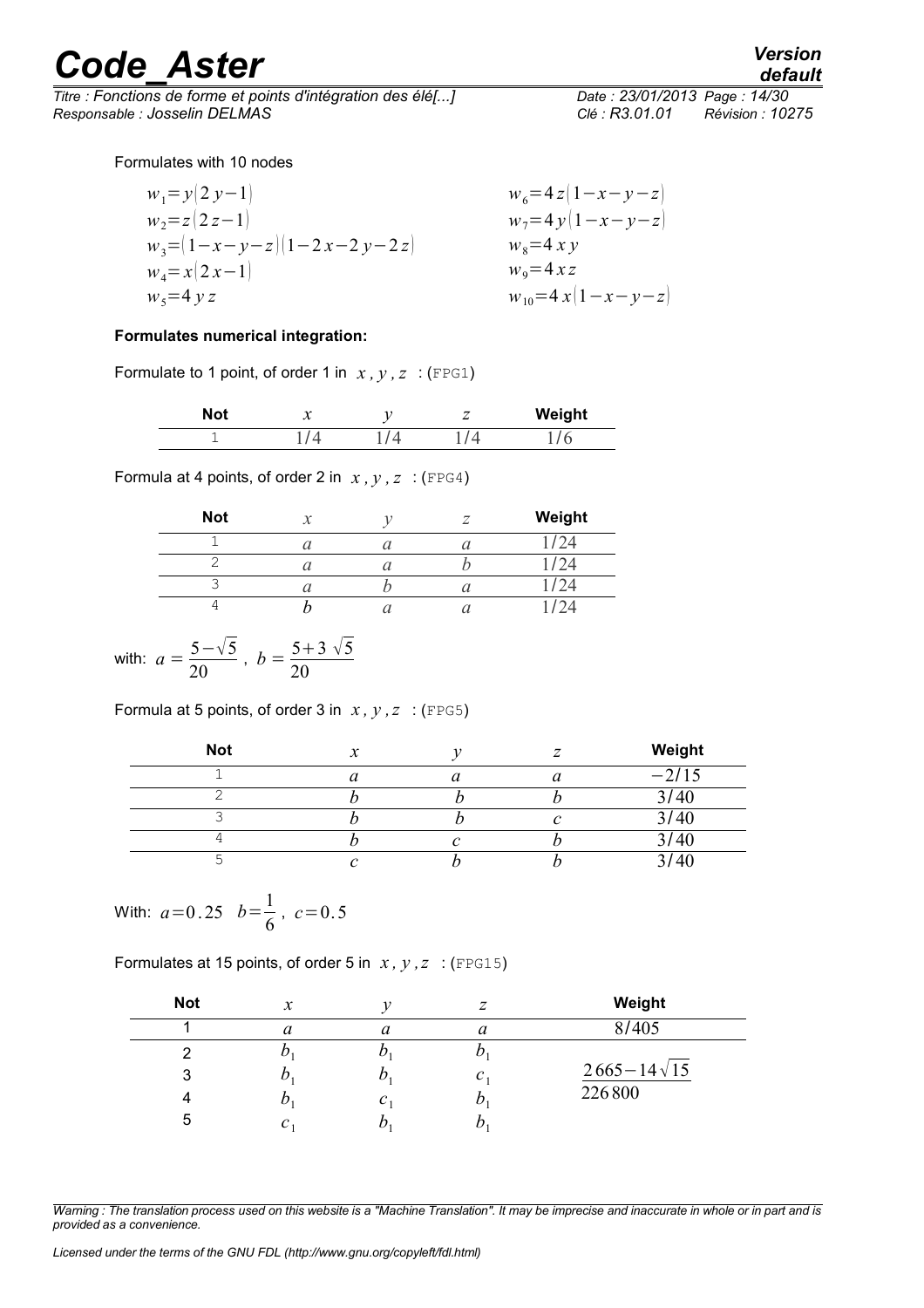Formulates with 10 nodes

$$w_1 = y(2y-1) \qquad w_6 = 4z(1-x-y-z)$$
$$w_2 = z(2z-1) \qquad w_7 = 4y(1-x-y-z)$$
$$w_3 = (1-x-y-z)(1-2x-2y-2z) \qquad w_8 = 4xy$$
$$w_4 = x(2x-1) \qquad w_9 = 4xz$$
$$w_5 = 4yz \qquad w_{10} = 4x(1-x-y-z)$$

**Formulates numerical integration:**

Formulate to 1 point, of order 1 in $x, y, z$ : (FPG1)

| Not | $x$ | $y$ | $z$ | Weight |
|---|---|---|---|---|
| 1 | $1/4$ | $1/4$ | $1/4$ | $1/6$ |

Formula at 4 points, of order 2 in $x, y, z$ : (FPG4)

| Not | $x$ | $y$ | $z$ | Weight |
|---|---|---|---|---|
| 1 | $a$ | $a$ | $a$ | $1/24$ |
| 2 | $a$ | $a$ | $b$ | $1/24$ |
| 3 | $a$ | $b$ | $a$ | $1/24$ |
| 4 | $b$ | $a$ | $a$ | $1/24$ |

with: $a = \dfrac{5-\sqrt{5}}{20}$ , $b = \dfrac{5+3\sqrt{5}}{20}$

Formula at 5 points, of order 3 in $x, y, z$ : (FPG5)

| Not | $x$ | $y$ | $z$ | Weight |
|---|---|---|---|---|
| 1 | $a$ | $a$ | $a$ | $-2/15$ |
| 2 | $b$ | $b$ | $b$ | $3/40$ |
| 3 | $b$ | $b$ | $c$ | $3/40$ |
| 4 | $b$ | $c$ | $b$ | $3/40$ |
| 5 | $c$ | $b$ | $b$ | $3/40$ |

With: $a = 0.25$ $b = \dfrac{1}{6}$ , $c = 0.5$

Formulates at 15 points, of order 5 in $x, y, z$ : (FPG15)

| Not | $x$ | $y$ | $z$ | Weight |
|---|---|---|---|---|
| 1 | $a$ | $a$ | $a$ | $8/405$ |
| 2 | $b_1$ | $b_1$ | $b_1$ | $\dfrac{2665-14\sqrt{15}}{226800}$ |
| 3 | $b_1$ | $b_1$ | $c_1$ | |
| 4 | $b_1$ | $c_1$ | $b_1$ | |
| 5 | $c_1$ | $b_1$ | $b_1$ | |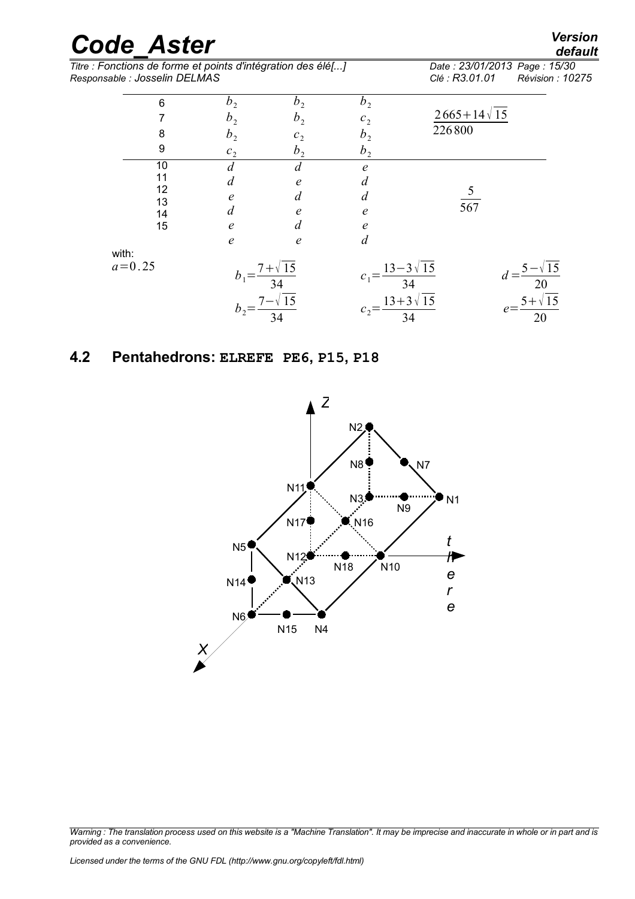| | | | | |
|---|---|---|---|---|
| 6 | $b_2$ | $b_2$ | $b_2$ | |
| 7 | $b_2$ | $b_2$ | $c_2$ | $\frac{2665+14\sqrt{15}}{226800}$ |
| 8 | $b_2$ | $c_2$ | $b_2$ | |
| 9 | $c_2$ | $b_2$ | $b_2$ | |
| 10 | $d$ | $d$ | $e$ | |
| 11 | $d$ | $e$ | $d$ | |
| 12 | $e$ | $d$ | $d$ | $\frac{5}{567}$ |
| 13 | $d$ | $e$ | $e$ | |
| 14 | $e$ | $d$ | $e$ | |
| 15 | $e$ | $e$ | $d$ | |

with:

$a=0.25$

$b_1=\frac{7+\sqrt{15}}{34}$ $\quad c_1=\frac{13-3\sqrt{15}}{34}$ $\quad d=\frac{5-\sqrt{15}}{20}$

$b_2=\frac{7-\sqrt{15}}{34}$ $\quad c_2=\frac{13+3\sqrt{15}}{34}$ $\quad e=\frac{5+\sqrt{15}}{20}$

## 4.2 Pentahedrons: ELREFE PE6, P15, P18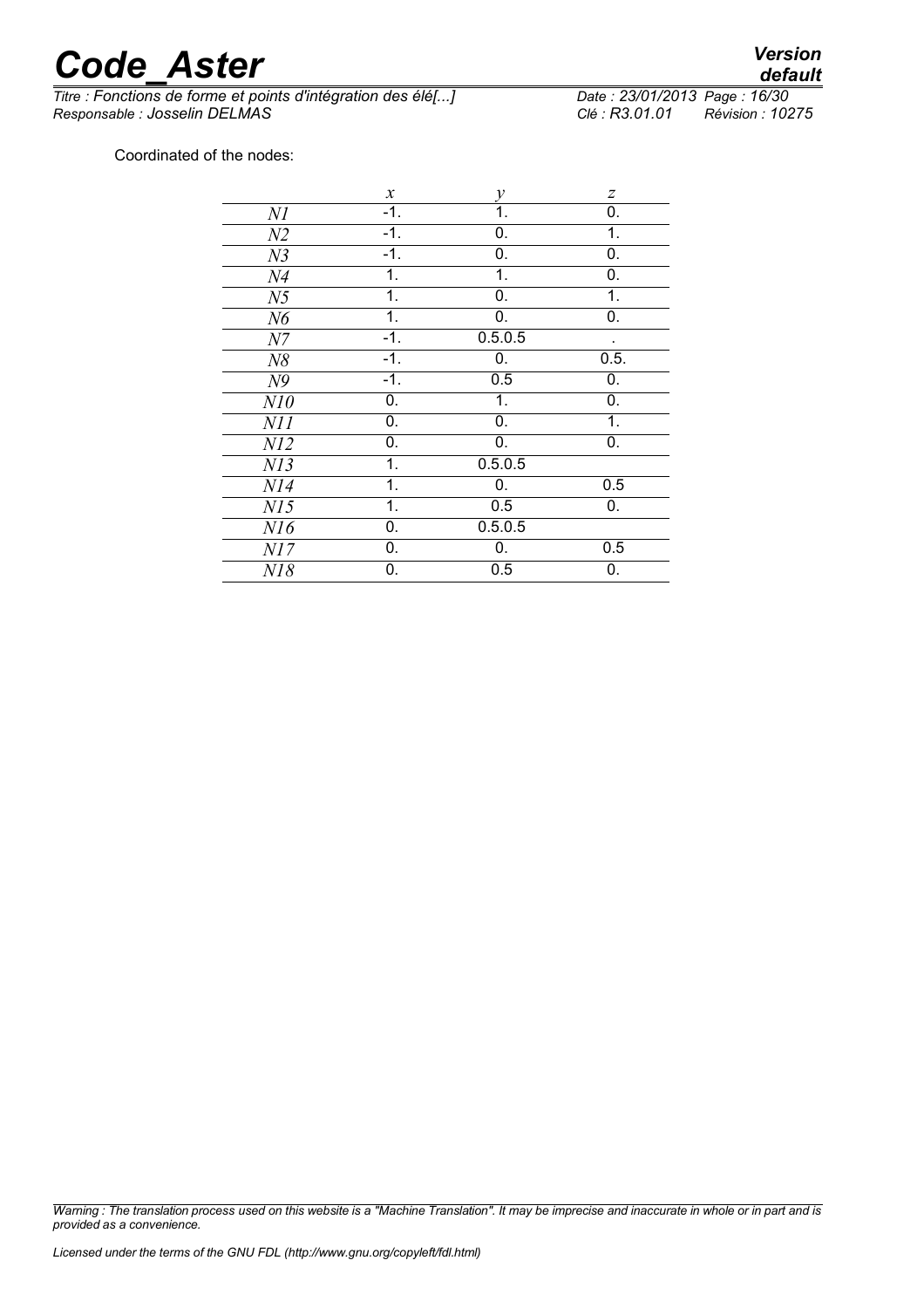Coordinated of the nodes:

| | $x$ | $y$ | $z$ |
|---|---|---|---|
| $N1$ | -1. | 1. | 0. |
| $N2$ | -1. | 0. | 1. |
| $N3$ | -1. | 0. | 0. |
| $N4$ | 1. | 1. | 0. |
| $N5$ | 1. | 0. | 1. |
| $N6$ | 1. | 0. | 0. |
| $N7$ | -1. | 0.5.0.5 | . |
| $N8$ | -1. | 0. | 0.5. |
| $N9$ | -1. | 0.5 | 0. |
| $N10$ | 0. | 1. | 0. |
| $N11$ | 0. | 0. | 1. |
| $N12$ | 0. | 0. | 0. |
| $N13$ | 1. | 0.5.0.5 | |
| $N14$ | 1. | 0. | 0.5 |
| $N15$ | 1. | 0.5 | 0. |
| $N16$ | 0. | 0.5.0.5 | |
| $N17$ | 0. | 0. | 0.5 |
| $N18$ | 0. | 0.5 | 0. |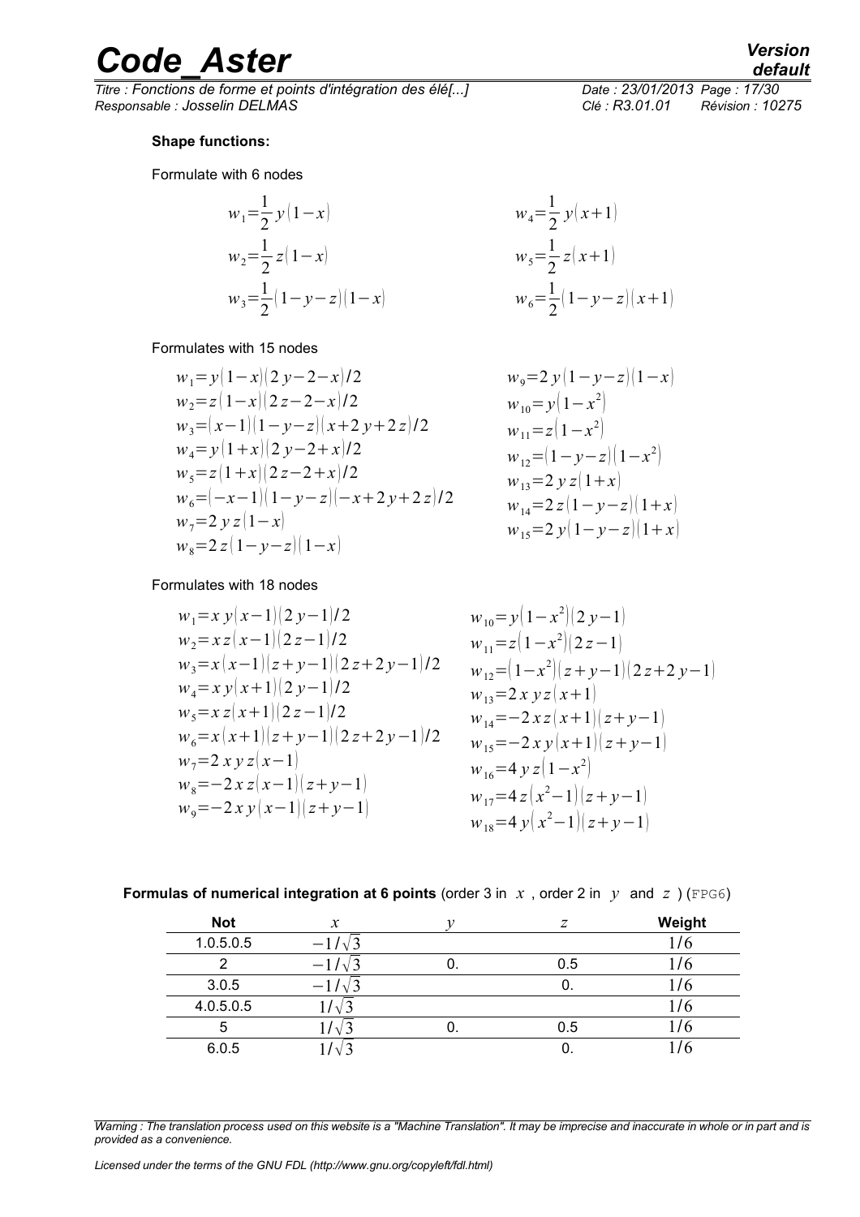**Shape functions:**

Formulate with 6 nodes

$$w_1=\frac{1}{2}y(1-x) \qquad w_4=\frac{1}{2}y(x+1)$$
$$w_2=\frac{1}{2}z(1-x) \qquad w_5=\frac{1}{2}z(x+1)$$
$$w_3=\frac{1}{2}(1-y-z)(1-x) \qquad w_6=\frac{1}{2}(1-y-z)(x+1)$$

Formulates with 15 nodes

$$w_1=y(1-x)(2y-2-x)/2 \qquad w_9=2y(1-y-z)(1-x)$$
$$w_2=z(1-x)(2z-2-x)/2 \qquad w_{10}=y(1-x^2)$$
$$w_3=(x-1)(1-y-z)(x+2y+2z)/2 \qquad w_{11}=z(1-x^2)$$
$$w_4=y(1+x)(2y-2+x)/2 \qquad w_{12}=(1-y-z)(1-x^2)$$
$$w_5=z(1+x)(2z-2+x)/2 \qquad w_{13}=2yz(1+x)$$
$$w_6=(-x-1)(1-y-z)(-x+2y+2z)/2 \qquad w_{14}=2z(1-y-z)(1+x)$$
$$w_7=2yz(1-x) \qquad w_{15}=2y(1-y-z)(1+x)$$
$$w_8=2z(1-y-z)(1-x)$$

Formulates with 18 nodes

$$w_1=xy(x-1)(2y-1)/2 \qquad w_{10}=y(1-x^2)(2y-1)$$
$$w_2=xz(x-1)(2z-1)/2 \qquad w_{11}=z(1-x^2)(2z-1)$$
$$w_3=x(x-1)(z+y-1)(2z+2y-1)/2 \qquad w_{12}=(1-x^2)(z+y-1)(2z+2y-1)$$
$$w_4=xy(x+1)(2y-1)/2 \qquad w_{13}=2xyz(x+1)$$
$$w_5=xz(x+1)(2z-1)/2 \qquad w_{14}=-2xz(x+1)(z+y-1)$$
$$w_6=x(x+1)(z+y-1)(2z+2y-1)/2 \qquad w_{15}=-2xy(x+1)(z+y-1)$$
$$w_7=2xyz(x-1) \qquad w_{16}=4yz(1-x^2)$$
$$w_8=-2xz(x-1)(z+y-1) \qquad w_{17}=4z(x^2-1)(z+y-1)$$
$$w_9=-2xy(x-1)(z+y-1) \qquad w_{18}=4y(x^2-1)(z+y-1)$$

**Formulas of numerical integration at 6 points** (order 3 in $x$ , order 2 in $y$ and $z$ ) (FPG6)

| Not | $x$ | $y$ | $z$ | Weight |
|---|---|---|---|---|
| 1.0.5.0.5 | $-1/\sqrt{3}$ | | | $1/6$ |
| 2 | $-1/\sqrt{3}$ | 0. | 0.5 | $1/6$ |
| 3.0.5 | $-1/\sqrt{3}$ | | 0. | $1/6$ |
| 4.0.5.0.5 | $1/\sqrt{3}$ | | | $1/6$ |
| 5 | $1/\sqrt{3}$ | 0. | 0.5 | $1/6$ |
| 6.0.5 | $1/\sqrt{3}$ | | 0. | $1/6$ |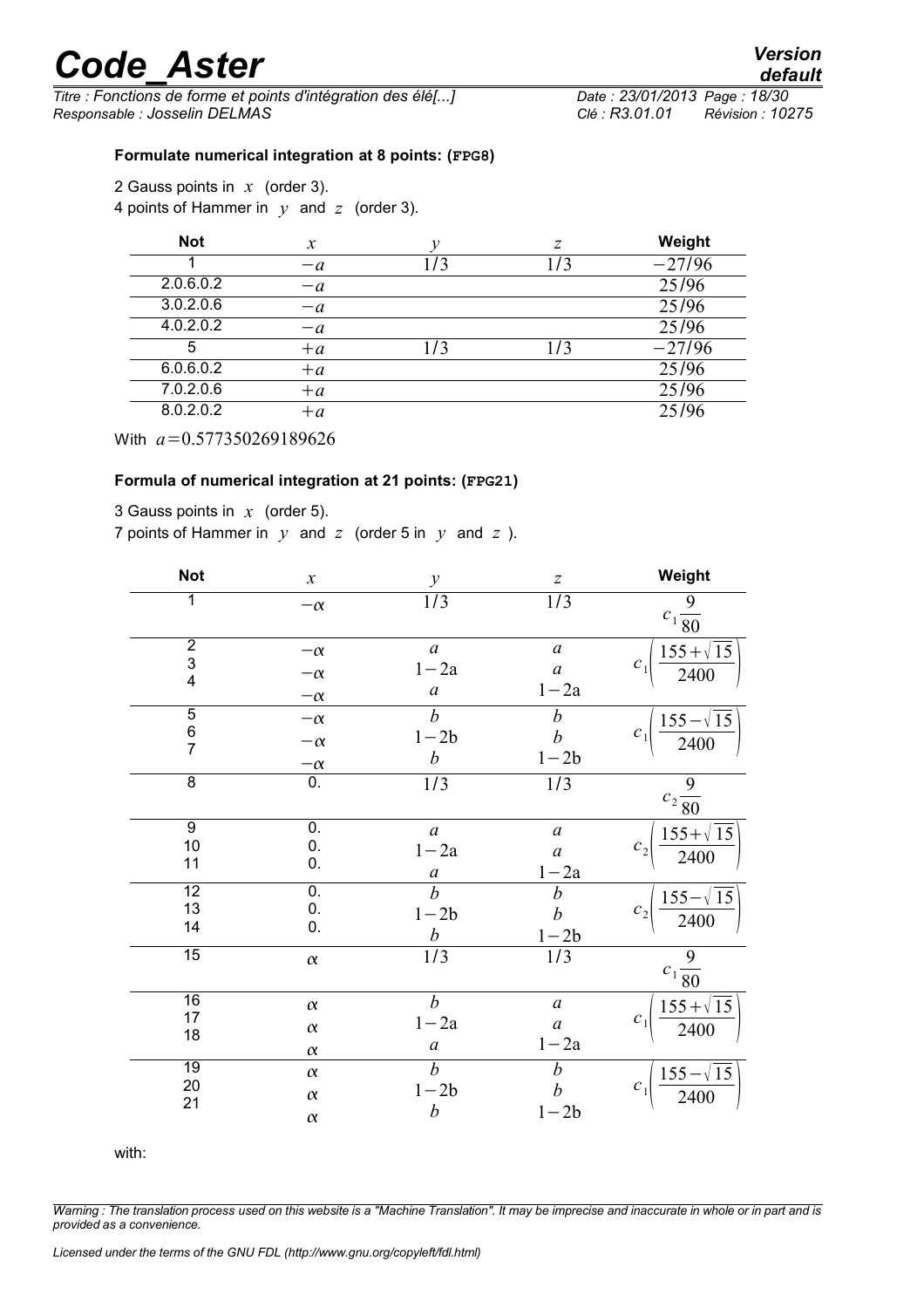**Formulate numerical integration at 8 points: (FPG8)**

2 Gauss points in $x$ (order 3).
4 points of Hammer in $y$ and $z$ (order 3).

| Not | $x$ | $y$ | $z$ | Weight |
|---|---|---|---|---|
| 1 | $-a$ | $1/3$ | $1/3$ | $-27/96$ |
| 2.0.6.0.2 | $-a$ | | | $25/96$ |
| 3.0.2.0.6 | $-a$ | | | $25/96$ |
| 4.0.2.0.2 | $-a$ | | | $25/96$ |
| 5 | $+a$ | $1/3$ | $1/3$ | $-27/96$ |
| 6.0.6.0.2 | $+a$ | | | $25/96$ |
| 7.0.2.0.6 | $+a$ | | | $25/96$ |
| 8.0.2.0.2 | $+a$ | | | $25/96$ |

With $a=0.577350269189626$

**Formula of numerical integration at 21 points: (FPG21)**

3 Gauss points in $x$ (order 5).
7 points of Hammer in $y$ and $z$ (order 5 in $y$ and $z$ ).

| Not | $x$ | $y$ | $z$ | Weight |
|---|---|---|---|---|
| 1 | $-\alpha$ | $1/3$ | $1/3$ | $c_1 \frac{9}{80}$ |
| 2<br>3<br>4 | $-\alpha$<br>$-\alpha$<br>$-\alpha$ | $a$<br>$1-2a$<br>$a$ | $a$<br>$a$<br>$1-2a$ | $c_1\left(\frac{155+\sqrt{15}}{2400}\right)$ |
| 5<br>6<br>7 | $-\alpha$<br>$-\alpha$<br>$-\alpha$ | $b$<br>$1-2b$<br>$b$ | $b$<br>$b$<br>$1-2b$ | $c_1\left(\frac{155-\sqrt{15}}{2400}\right)$ |
| 8 | 0. | $1/3$ | $1/3$ | $c_2 \frac{9}{80}$ |
| 9<br>10<br>11 | 0.<br>0.<br>0. | $a$<br>$1-2a$<br>$a$ | $a$<br>$a$<br>$1-2a$ | $c_2\left(\frac{155+\sqrt{15}}{2400}\right)$ |
| 12<br>13<br>14 | 0.<br>0.<br>0. | $b$<br>$1-2b$<br>$b$ | $b$<br>$b$<br>$1-2b$ | $c_2\left(\frac{155-\sqrt{15}}{2400}\right)$ |
| 15 | $\alpha$ | $1/3$ | $1/3$ | $c_1 \frac{9}{80}$ |
| 16<br>17<br>18 | $\alpha$<br>$\alpha$<br>$\alpha$ | $b$<br>$1-2a$<br>$a$ | $a$<br>$a$<br>$1-2a$ | $c_1\left(\frac{155+\sqrt{15}}{2400}\right)$ |
| 19<br>20<br>21 | $\alpha$<br>$\alpha$<br>$\alpha$ | $b$<br>$1-2b$<br>$b$ | $b$<br>$b$<br>$1-2b$ | $c_1\left(\frac{155-\sqrt{15}}{2400}\right)$ |

with: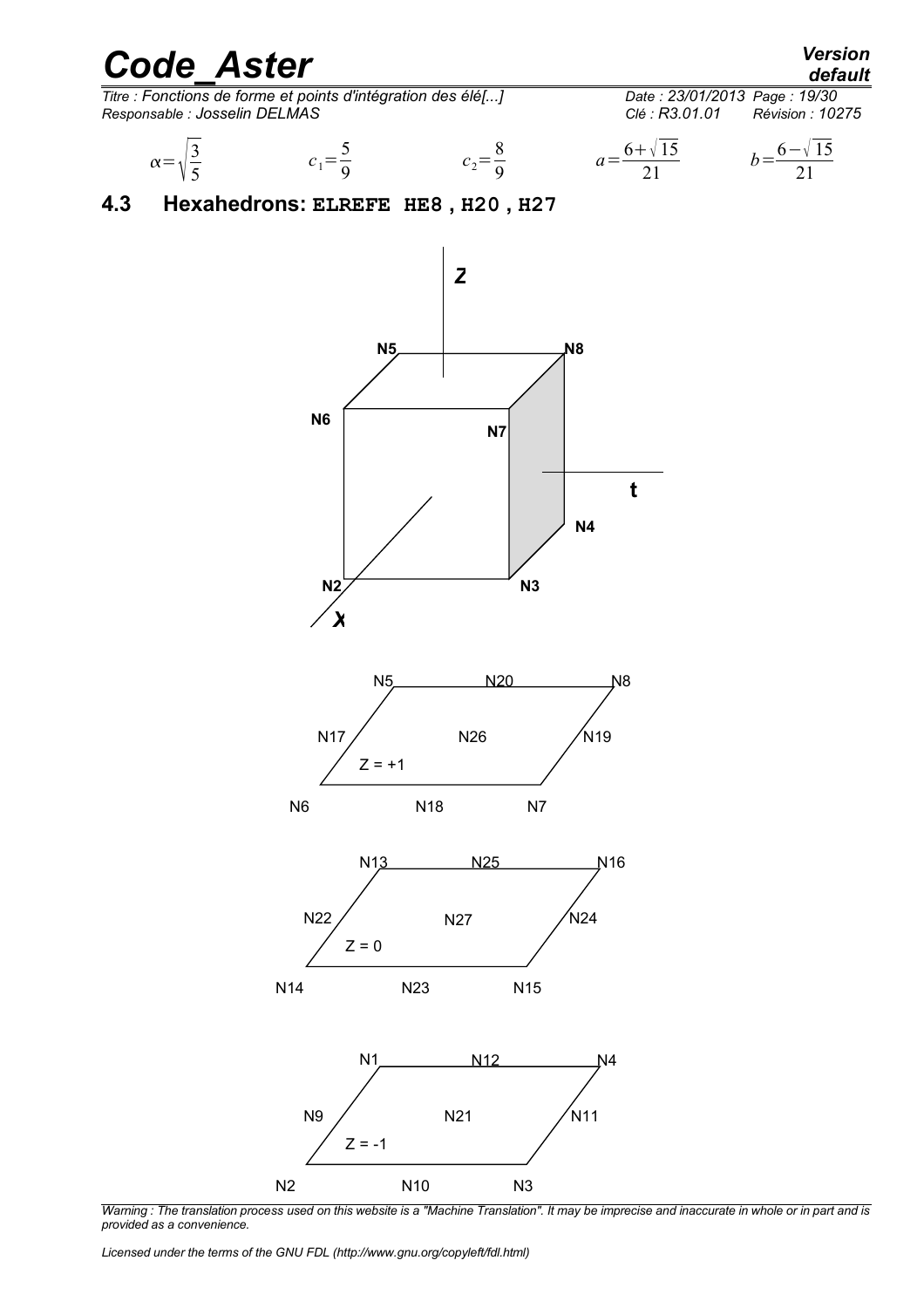$$\alpha=\sqrt{\frac{3}{5}} \qquad c_1=\frac{5}{9} \qquad c_2=\frac{8}{9} \qquad a=\frac{6+\sqrt{15}}{21} \qquad b=\frac{6-\sqrt{15}}{21}$$

## 4.3 Hexahedrons: ELREFE HE8 , H20 , H27

Z

N5 N8

N6 N7

t

N4

N2 N3

X

N5 N20 N8

N17 N26 N19

Z = +1

N6 N18 N7

N13 N25 N16

N22 N27 N24

Z = 0

N14 N23 N15

N1 N12 N4

N9 N21 N11

Z = -1

N2 N10 N3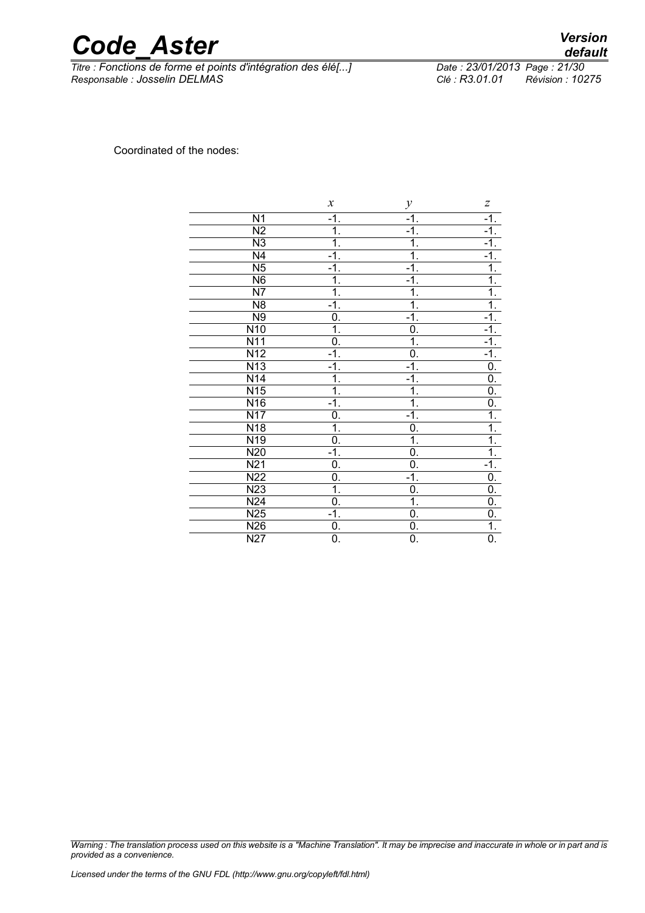Coordinated of the nodes:

| | $x$ | $y$ | $z$ |
|---|---|---|---|
| N1 | -1. | -1. | -1. |
| N2 | 1. | -1. | -1. |
| N3 | 1. | 1. | -1. |
| N4 | -1. | 1. | -1. |
| N5 | -1. | -1. | 1. |
| N6 | 1. | -1. | 1. |
| N7 | 1. | 1. | 1. |
| N8 | -1. | 1. | 1. |
| N9 | 0. | -1. | -1. |
| N10 | 1. | 0. | -1. |
| N11 | 0. | 1. | -1. |
| N12 | -1. | 0. | -1. |
| N13 | -1. | -1. | 0. |
| N14 | 1. | -1. | 0. |
| N15 | 1. | 1. | 0. |
| N16 | -1. | 1. | 0. |
| N17 | 0. | -1. | 1. |
| N18 | 1. | 0. | 1. |
| N19 | 0. | 1. | 1. |
| N20 | -1. | 0. | 1. |
| N21 | 0. | 0. | -1. |
| N22 | 0. | -1. | 0. |
| N23 | 1. | 0. | 0. |
| N24 | 0. | 1. | 0. |
| N25 | -1. | 0. | 0. |
| N26 | 0. | 0. | 1. |
| N27 | 0. | 0. | 0. |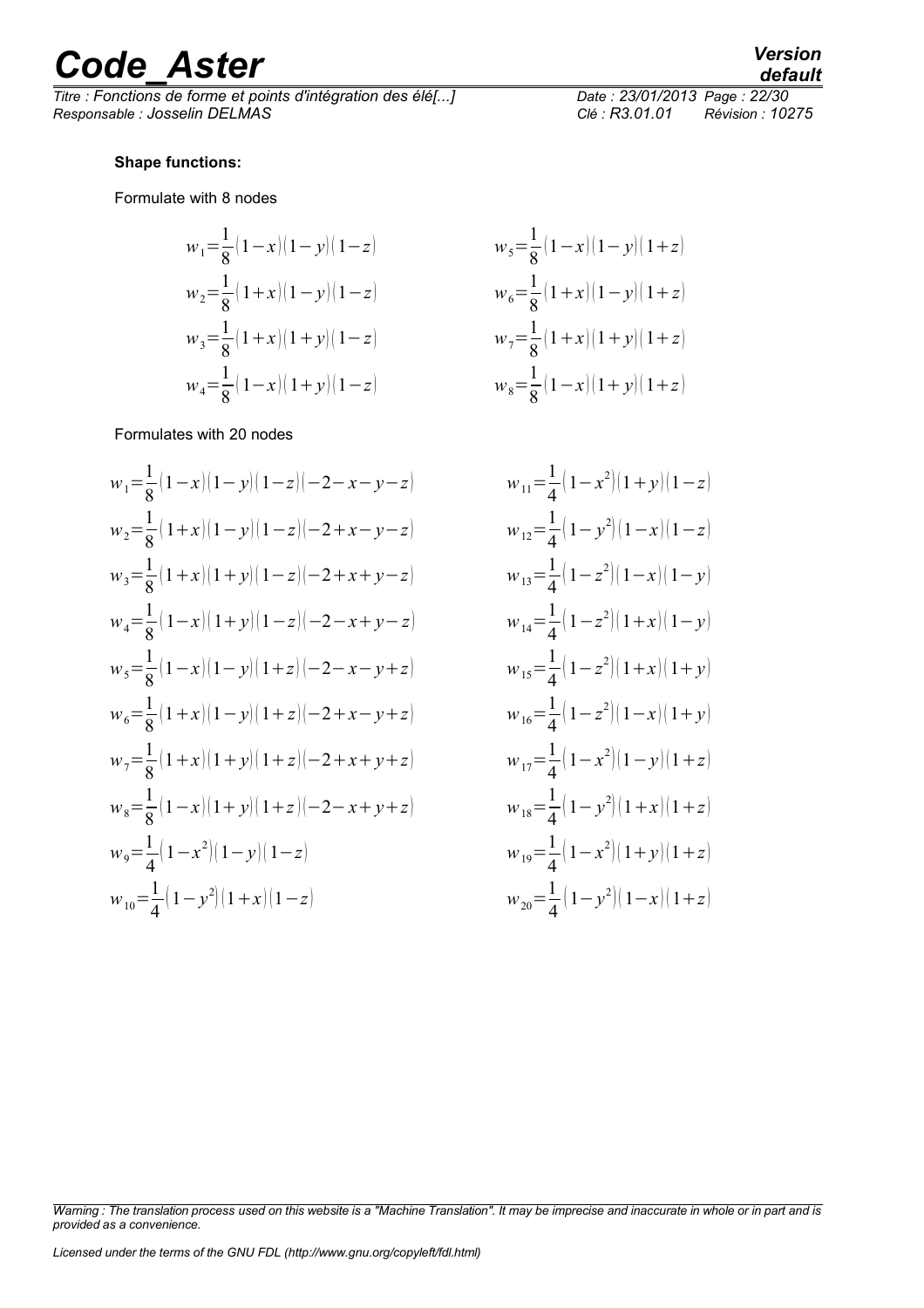**Shape functions:**

Formulate with 8 nodes

$$w_1=\frac{1}{8}(1-x)(1-y)(1-z) \qquad w_5=\frac{1}{8}(1-x)(1-y)(1+z)$$

$$w_2=\frac{1}{8}(1+x)(1-y)(1-z) \qquad w_6=\frac{1}{8}(1+x)(1-y)(1+z)$$

$$w_3=\frac{1}{8}(1+x)(1+y)(1-z) \qquad w_7=\frac{1}{8}(1+x)(1+y)(1+z)$$

$$w_4=\frac{1}{8}(1-x)(1+y)(1-z) \qquad w_8=\frac{1}{8}(1-x)(1+y)(1+z)$$

Formulates with 20 nodes

$$w_1=\frac{1}{8}(1-x)(1-y)(1-z)(-2-x-y-z) \qquad w_{11}=\frac{1}{4}(1-x^2)(1+y)(1-z)$$

$$w_2=\frac{1}{8}(1+x)(1-y)(1-z)(-2+x-y-z) \qquad w_{12}=\frac{1}{4}(1-y^2)(1-x)(1-z)$$

$$w_3=\frac{1}{8}(1+x)(1+y)(1-z)(-2+x+y-z) \qquad w_{13}=\frac{1}{4}(1-z^2)(1-x)(1-y)$$

$$w_4=\frac{1}{8}(1-x)(1+y)(1-z)(-2-x+y-z) \qquad w_{14}=\frac{1}{4}(1-z^2)(1+x)(1-y)$$

$$w_5=\frac{1}{8}(1-x)(1-y)(1+z)(-2-x-y+z) \qquad w_{15}=\frac{1}{4}(1-z^2)(1+x)(1+y)$$

$$w_6=\frac{1}{8}(1+x)(1-y)(1+z)(-2+x-y+z) \qquad w_{16}=\frac{1}{4}(1-z^2)(1-x)(1+y)$$

$$w_7=\frac{1}{8}(1+x)(1+y)(1+z)(-2+x+y+z) \qquad w_{17}=\frac{1}{4}(1-x^2)(1-y)(1+z)$$

$$w_8=\frac{1}{8}(1-x)(1+y)(1+z)(-2-x+y+z) \qquad w_{18}=\frac{1}{4}(1-y^2)(1+x)(1+z)$$

$$w_9=\frac{1}{4}(1-x^2)(1-y)(1-z) \qquad w_{19}=\frac{1}{4}(1-x^2)(1+y)(1+z)$$

$$w_{10}=\frac{1}{4}(1-y^2)(1+x)(1-z) \qquad w_{20}=\frac{1}{4}(1-y^2)(1-x)(1+z)$$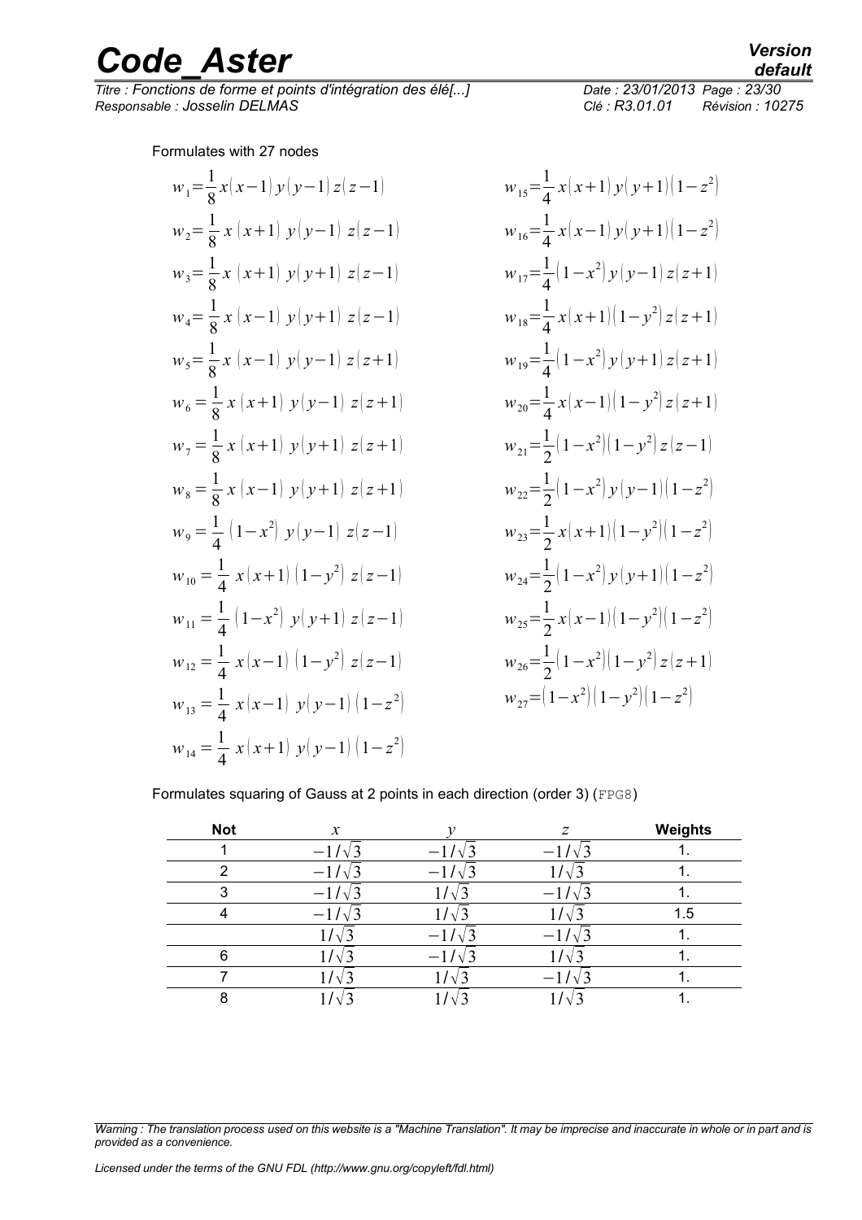Formulates with 27 nodes

$$w_1=\frac{1}{8}x(x-1)\,y(y-1)\,z(z-1)$$

$$w_2=\frac{1}{8}x\,(x+1)\,y(y-1)\,z(z-1)$$

$$w_3=\frac{1}{8}x\,(x+1)\,y(y+1)\,z(z-1)$$

$$w_4=\frac{1}{8}x\,(x-1)\,y(y+1)\,z(z-1)$$

$$w_5=\frac{1}{8}x\,(x-1)\,y(y-1)\,z(z+1)$$

$$w_6=\frac{1}{8}x\,(x+1)\,y(y-1)\,z(z+1)$$

$$w_7=\frac{1}{8}x\,(x+1)\,y(y+1)\,z(z+1)$$

$$w_8=\frac{1}{8}x\,(x-1)\,y(y+1)\,z(z+1)$$

$$w_9=\frac{1}{4}\left(1-x^2\right)\,y(y-1)\,z(z-1)$$

$$w_{10}=\frac{1}{4}\,x(x+1)\left(1-y^2\right)\,z(z-1)$$

$$w_{11}=\frac{1}{4}\left(1-x^2\right)\,y(y+1)\,z(z-1)$$

$$w_{12}=\frac{1}{4}\,x(x-1)\left(1-y^2\right)\,z(z-1)$$

$$w_{13}=\frac{1}{4}\,x(x-1)\,y(y-1)\left(1-z^2\right)$$

$$w_{14}=\frac{1}{4}\,x(x+1)\,y(y-1)\left(1-z^2\right)$$

$$w_{15}=\frac{1}{4}\,x(x+1)\,y(y+1)\left(1-z^2\right)$$

$$w_{16}=\frac{1}{4}\,x(x-1)\,y(y+1)\left(1-z^2\right)$$

$$w_{17}=\frac{1}{4}\left(1-x^2\right)y(y-1)\,z(z+1)$$

$$w_{18}=\frac{1}{4}\,x(x+1)\left(1-y^2\right)z(z+1)$$

$$w_{19}=\frac{1}{4}\left(1-x^2\right)y(y+1)\,z(z+1)$$

$$w_{20}=\frac{1}{4}\,x(x-1)\left(1-y^2\right)z(z+1)$$

$$w_{21}=\frac{1}{2}\left(1-x^2\right)\left(1-y^2\right)z(z-1)$$

$$w_{22}=\frac{1}{2}\left(1-x^2\right)y(y-1)\left(1-z^2\right)$$

$$w_{23}=\frac{1}{2}\,x(x+1)\left(1-y^2\right)\left(1-z^2\right)$$

$$w_{24}=\frac{1}{2}\left(1-x^2\right)y(y+1)\left(1-z^2\right)$$

$$w_{25}=\frac{1}{2}\,x(x-1)\left(1-y^2\right)\left(1-z^2\right)$$

$$w_{26}=\frac{1}{2}\left(1-x^2\right)\left(1-y^2\right)z(z+1)$$

$$w_{27}=\left(1-x^2\right)\left(1-y^2\right)\left(1-z^2\right)$$

Formulates squaring of Gauss at 2 points in each direction (order 3) (`FPG8`)

| Not | $x$ | $y$ | $z$ | Weights |
|---|---|---|---|---|
| 1 | $-1/\sqrt{3}$ | $-1/\sqrt{3}$ | $-1/\sqrt{3}$ | 1. |
| 2 | $-1/\sqrt{3}$ | $-1/\sqrt{3}$ | $1/\sqrt{3}$ | 1. |
| 3 | $-1/\sqrt{3}$ | $1/\sqrt{3}$ | $-1/\sqrt{3}$ | 1. |
| 4 | $-1/\sqrt{3}$ | $1/\sqrt{3}$ | $1/\sqrt{3}$ | 1.5 |
| | $1/\sqrt{3}$ | $-1/\sqrt{3}$ | $-1/\sqrt{3}$ | 1. |
| 6 | $1/\sqrt{3}$ | $-1/\sqrt{3}$ | $1/\sqrt{3}$ | 1. |
| 7 | $1/\sqrt{3}$ | $1/\sqrt{3}$ | $-1/\sqrt{3}$ | 1. |
| 8 | $1/\sqrt{3}$ | $1/\sqrt{3}$ | $1/\sqrt{3}$ | 1. |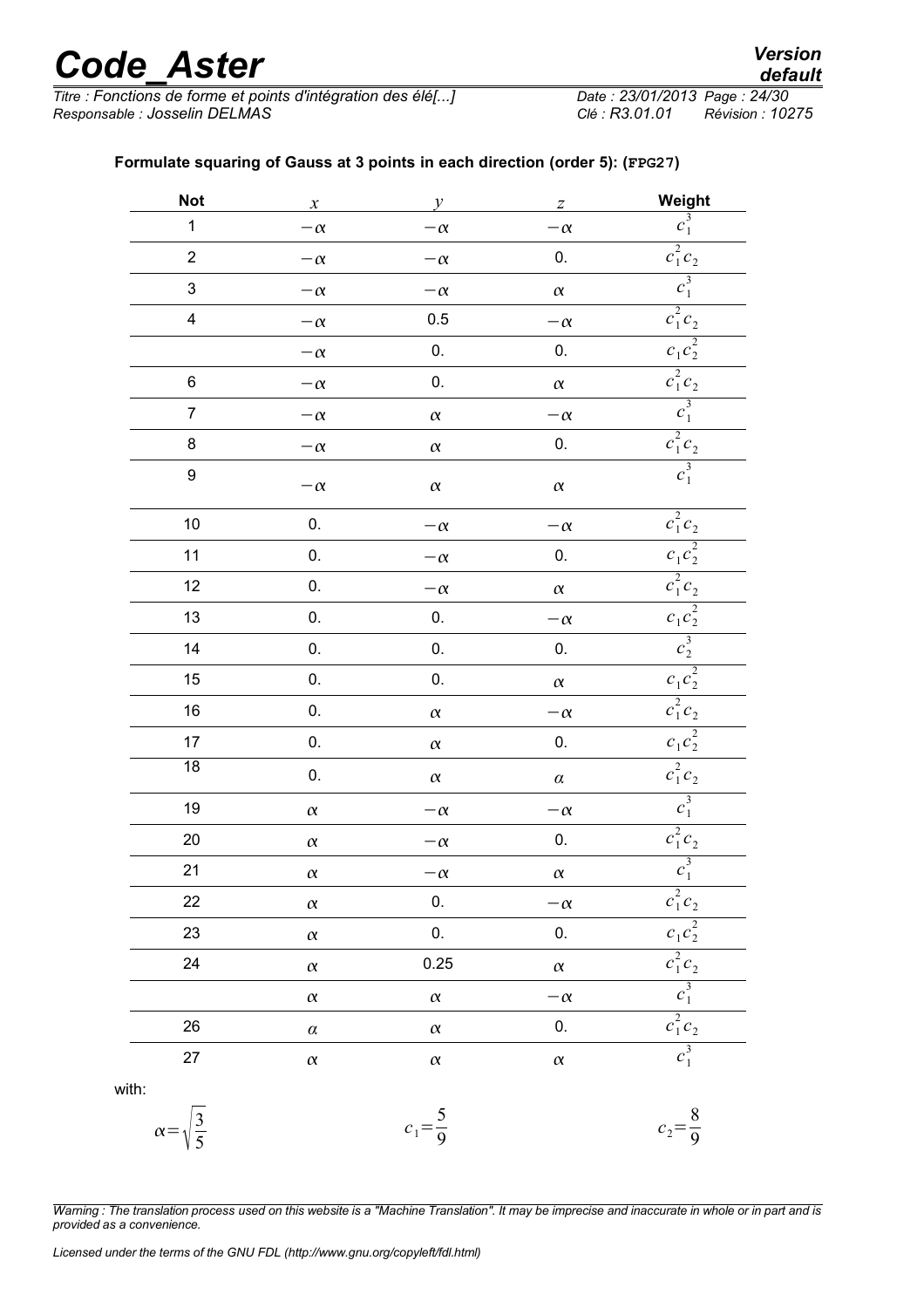**Formulate squaring of Gauss at 3 points in each direction (order 5): (`FPG27`)**

| Not | $x$ | $y$ | $z$ | Weight |
|---|---|---|---|---|
| 1 | $-\alpha$ | $-\alpha$ | $-\alpha$ | $c_1^3$ |
| 2 | $-\alpha$ | $-\alpha$ | 0. | $c_1^2 c_2$ |
| 3 | $-\alpha$ | $-\alpha$ | $\alpha$ | $c_1^3$ |
| 4 | $-\alpha$ | 0.5 | $-\alpha$ | $c_1^2 c_2$ |
| | $-\alpha$ | 0. | 0. | $c_1 c_2^2$ |
| 6 | $-\alpha$ | 0. | $\alpha$ | $c_1^2 c_2$ |
| 7 | $-\alpha$ | $\alpha$ | $-\alpha$ | $c_1^3$ |
| 8 | $-\alpha$ | $\alpha$ | 0. | $c_1^2 c_2$ |
| 9 | $-\alpha$ | $\alpha$ | $\alpha$ | $c_1^3$ |
| 10 | 0. | $-\alpha$ | $-\alpha$ | $c_1^2 c_2$ |
| 11 | 0. | $-\alpha$ | 0. | $c_1 c_2^2$ |
| 12 | 0. | $-\alpha$ | $\alpha$ | $c_1^2 c_2$ |
| 13 | 0. | 0. | $-\alpha$ | $c_1 c_2^2$ |
| 14 | 0. | 0. | 0. | $c_2^3$ |
| 15 | 0. | 0. | $\alpha$ | $c_1 c_2^2$ |
| 16 | 0. | $\alpha$ | $-\alpha$ | $c_1^2 c_2$ |
| 17 | 0. | $\alpha$ | 0. | $c_1 c_2^2$ |
| 18 | 0. | $\alpha$ | $\alpha$ | $c_1^2 c_2$ |
| 19 | $\alpha$ | $-\alpha$ | $-\alpha$ | $c_1^3$ |
| 20 | $\alpha$ | $-\alpha$ | 0. | $c_1^2 c_2$ |
| 21 | $\alpha$ | $-\alpha$ | $\alpha$ | $c_1^3$ |
| 22 | $\alpha$ | 0. | $-\alpha$ | $c_1^2 c_2$ |
| 23 | $\alpha$ | 0. | 0. | $c_1 c_2^2$ |
| 24 | $\alpha$ | 0.25 | $\alpha$ | $c_1^2 c_2$ |
| | $\alpha$ | $\alpha$ | $-\alpha$ | $c_1^3$ |
| 26 | $\alpha$ | $\alpha$ | 0. | $c_1^2 c_2$ |
| 27 | $\alpha$ | $\alpha$ | $\alpha$ | $c_1^3$ |

with:

$\alpha=\sqrt{\frac{3}{5}}$ $\qquad$ $c_1=\frac{5}{9}$ $\qquad$ $c_2=\frac{8}{9}$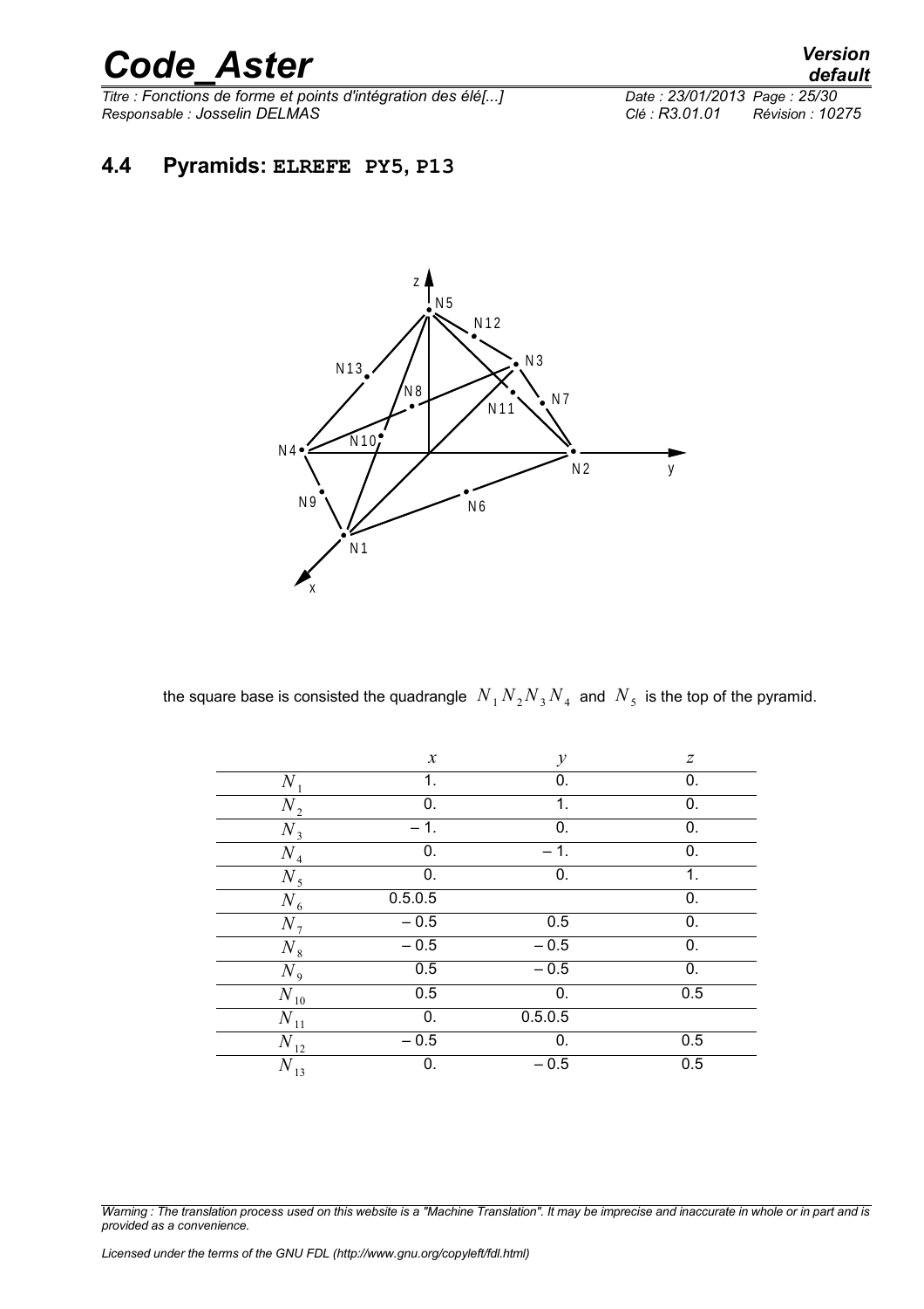## 4.4 Pyramids: ELREFE PY5, P13

the square base is consisted the quadrangle $N_1 N_2 N_3 N_4$ and $N_5$ is the top of the pyramid.

| | $x$ | $y$ | $z$ |
|---|---|---|---|
| $N_1$ | 1. | 0. | 0. |
| $N_2$ | 0. | 1. | 0. |
| $N_3$ | – 1. | 0. | 0. |
| $N_4$ | 0. | – 1. | 0. |
| $N_5$ | 0. | 0. | 1. |
| $N_6$ | 0.5.0.5 | | 0. |
| $N_7$ | – 0.5 | 0.5 | 0. |
| $N_8$ | – 0.5 | – 0.5 | 0. |
| $N_9$ | 0.5 | – 0.5 | 0. |
| $N_{10}$ | 0.5 | 0. | 0.5 |
| $N_{11}$ | 0. | 0.5.0.5 | |
| $N_{12}$ | – 0.5 | 0. | 0.5 |
| $N_{13}$ | 0. | – 0.5 | 0.5 |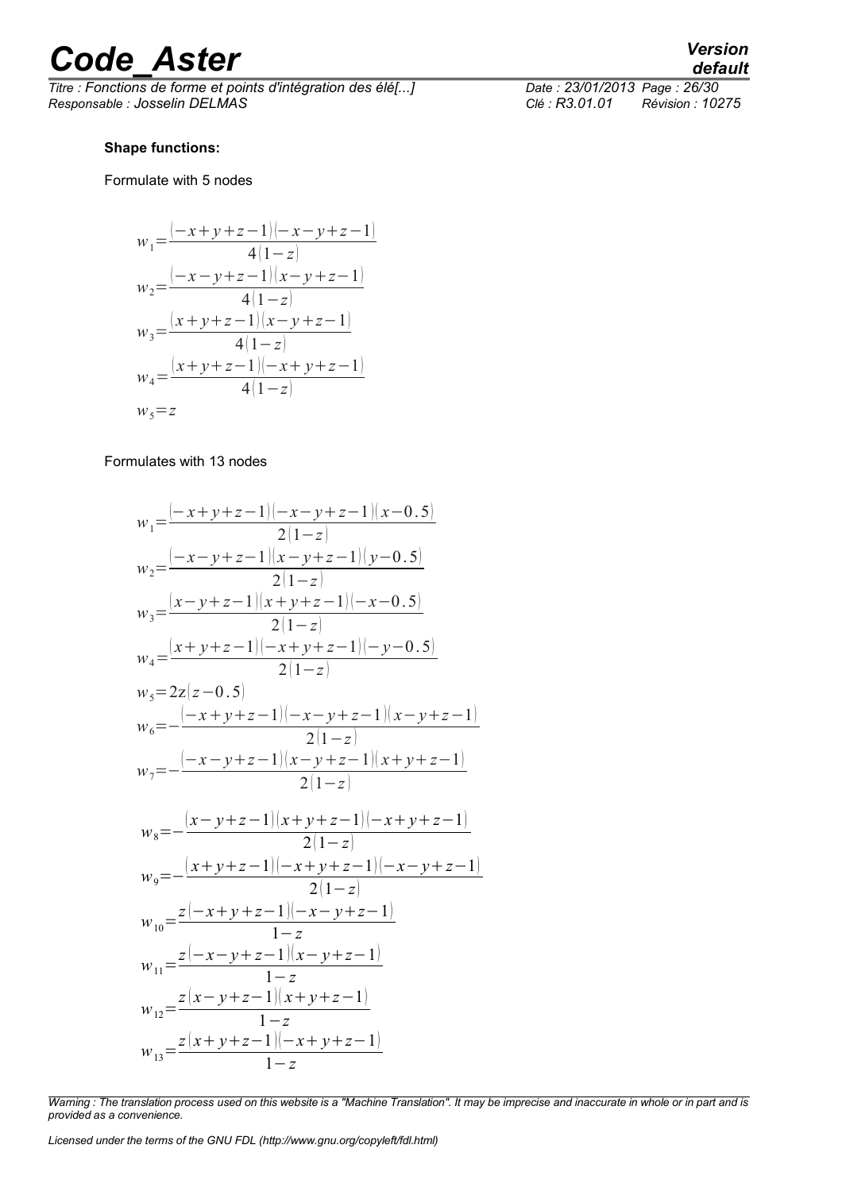**Shape functions:**

Formulate with 5 nodes

$$w_1=\frac{(-x+y+z-1)(-x-y+z-1)}{4(1-z)}$$
$$w_2=\frac{(-x-y+z-1)(x-y+z-1)}{4(1-z)}$$
$$w_3=\frac{(x+y+z-1)(x-y+z-1)}{4(1-z)}$$
$$w_4=\frac{(x+y+z-1)(-x+y+z-1)}{4(1-z)}$$
$$w_5=z$$

Formulates with 13 nodes

$$w_1=\frac{(-x+y+z-1)(-x-y+z-1)(x-0.5)}{2(1-z)}$$
$$w_2=\frac{(-x-y+z-1)(x-y+z-1)(y-0.5)}{2(1-z)}$$
$$w_3=\frac{(x-y+z-1)(x+y+z-1)(-x-0.5)}{2(1-z)}$$
$$w_4=\frac{(x+y+z-1)(-x+y+z-1)(-y-0.5)}{2(1-z)}$$
$$w_5=2z(z-0.5)$$
$$w_6=-\frac{(-x+y+z-1)(-x-y+z-1)(x-y+z-1)}{2(1-z)}$$
$$w_7=-\frac{(-x-y+z-1)(x-y+z-1)(x+y+z-1)}{2(1-z)}$$
$$w_8=-\frac{(x-y+z-1)(x+y+z-1)(-x+y+z-1)}{2(1-z)}$$
$$w_9=-\frac{(x+y+z-1)(-x+y+z-1)(-x-y+z-1)}{2(1-z)}$$
$$w_{10}=\frac{z(-x+y+z-1)(-x-y+z-1)}{1-z}$$
$$w_{11}=\frac{z(-x-y+z-1)(x-y+z-1)}{1-z}$$
$$w_{12}=\frac{z(x-y+z-1)(x+y+z-1)}{1-z}$$
$$w_{13}=\frac{z(x+y+z-1)(-x+y+z-1)}{1-z}$$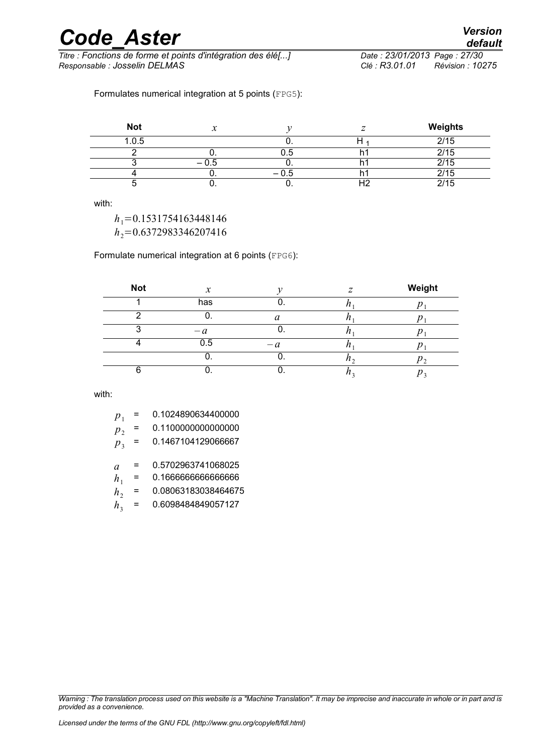Formulates numerical integration at 5 points (FPG5):

| Not | $x$ | $y$ | $z$ | Weights |
|---|---|---|---|---|
| 1.0.5 | | 0. | H 1 | 2/15 |
| 2 | 0. | 0.5 | h1 | 2/15 |
| 3 | – 0.5 | 0. | h1 | 2/15 |
| 4 | 0. | – 0.5 | h1 | 2/15 |
| 5 | 0. | 0. | H2 | 2/15 |

with:

$h_1 = 0.1531754163448146$
$h_2 = 0.6372983346207416$

Formulate numerical integration at 6 points (FPG6):

| Not | $x$ | $y$ | $z$ | Weight |
|---|---|---|---|---|
| 1 | has | 0. | $h_1$ | $p_1$ |
| 2 | 0. | $a$ | $h_1$ | $p_1$ |
| 3 | $-a$ | 0. | $h_1$ | $p_1$ |
| 4 | 0.5 | $-a$ | $h_1$ | $p_1$ |
| | 0. | 0. | $h_2$ | $p_2$ |
| 6 | 0. | 0. | $h_3$ | $p_3$ |

with:

$p_1$ = 0.1024890634400000
$p_2$ = 0.1100000000000000
$p_3$ = 0.1467104129066667

$a$ = 0.5702963741068025
$h_1$ = 0.1666666666666666
$h_2$ = 0.08063183038464675
$h_3$ = 0.6098484849057127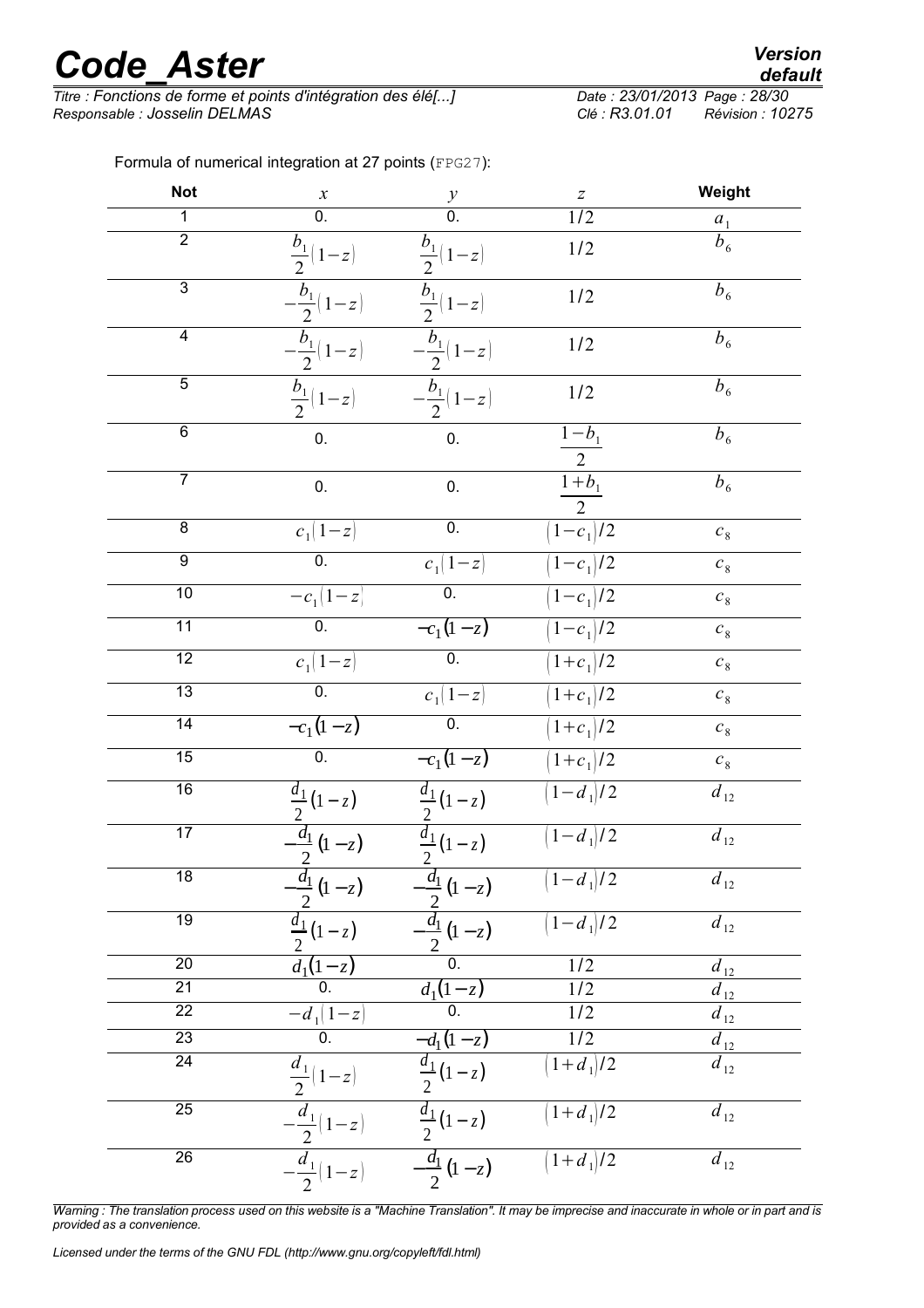Formula of numerical integration at 27 points (FPG27):

| Not | $x$ | $y$ | $z$ | Weight |
|---|---|---|---|---|
| 1 | 0. | 0. | $1/2$ | $a_1$ |
| 2 | $\frac{b_1}{2}(1-z)$ | $\frac{b_1}{2}(1-z)$ | $1/2$ | $b_6$ |
| 3 | $-\frac{b_1}{2}(1-z)$ | $\frac{b_1}{2}(1-z)$ | $1/2$ | $b_6$ |
| 4 | $-\frac{b_1}{2}(1-z)$ | $-\frac{b_1}{2}(1-z)$ | $1/2$ | $b_6$ |
| 5 | $\frac{b_1}{2}(1-z)$ | $-\frac{b_1}{2}(1-z)$ | $1/2$ | $b_6$ |
| 6 | 0. | 0. | $\frac{1-b_1}{2}$ | $b_6$ |
| 7 | 0. | 0. | $\frac{1+b_1}{2}$ | $b_6$ |
| 8 | $c_1(1-z)$ | 0. | $(1-c_1)/2$ | $c_8$ |
| 9 | 0. | $c_1(1-z)$ | $(1-c_1)/2$ | $c_8$ |
| 10 | $-c_1(1-z)$ | 0. | $(1-c_1)/2$ | $c_8$ |
| 11 | 0. | $-c_1(1-z)$ | $(1-c_1)/2$ | $c_8$ |
| 12 | $c_1(1-z)$ | 0. | $(1+c_1)/2$ | $c_8$ |
| 13 | 0. | $c_1(1-z)$ | $(1+c_1)/2$ | $c_8$ |
| 14 | $-c_1(1-z)$ | 0. | $(1+c_1)/2$ | $c_8$ |
| 15 | 0. | $-c_1(1-z)$ | $(1+c_1)/2$ | $c_8$ |
| 16 | $\frac{d_1}{2}(1-z)$ | $\frac{d_1}{2}(1-z)$ | $(1-d_1)/2$ | $d_{12}$ |
| 17 | $-\frac{d_1}{2}(1-z)$ | $\frac{d_1}{2}(1-z)$ | $(1-d_1)/2$ | $d_{12}$ |
| 18 | $-\frac{d_1}{2}(1-z)$ | $-\frac{d_1}{2}(1-z)$ | $(1-d_1)/2$ | $d_{12}$ |
| 19 | $\frac{d_1}{2}(1-z)$ | $-\frac{d_1}{2}(1-z)$ | $(1-d_1)/2$ | $d_{12}$ |
| 20 | $d_1(1-z)$ | 0. | $1/2$ | $d_{12}$ |
| 21 | 0. | $d_1(1-z)$ | $1/2$ | $d_{12}$ |
| 22 | $-d_1(1-z)$ | 0. | $1/2$ | $d_{12}$ |
| 23 | 0. | $-d_1(1-z)$ | $1/2$ | $d_{12}$ |
| 24 | $\frac{d_1}{2}(1-z)$ | $\frac{d_1}{2}(1-z)$ | $(1+d_1)/2$ | $d_{12}$ |
| 25 | $-\frac{d_1}{2}(1-z)$ | $\frac{d_1}{2}(1-z)$ | $(1+d_1)/2$ | $d_{12}$ |
| 26 | $-\frac{d_1}{2}(1-z)$ | $-\frac{d_1}{2}(1-z)$ | $(1+d_1)/2$ | $d_{12}$ |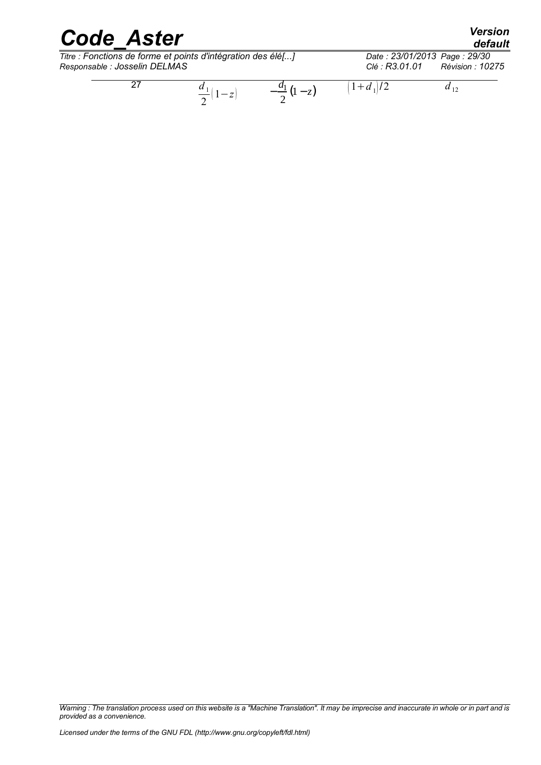| 27 | $\frac{d_1}{2}(1-z)$ | $-\frac{d_1}{2}(1-z)$ | $(1+d_1)/2$ | $d_{12}$ |
|---|---|---|---|---|

*Warning : The translation process used on this website is a "Machine Translation". It may be imprecise and inaccurate in whole or in part and is provided as a convenience.*

*Licensed under the terms of the GNU FDL (http://www.gnu.org/copyleft/fdl.html)*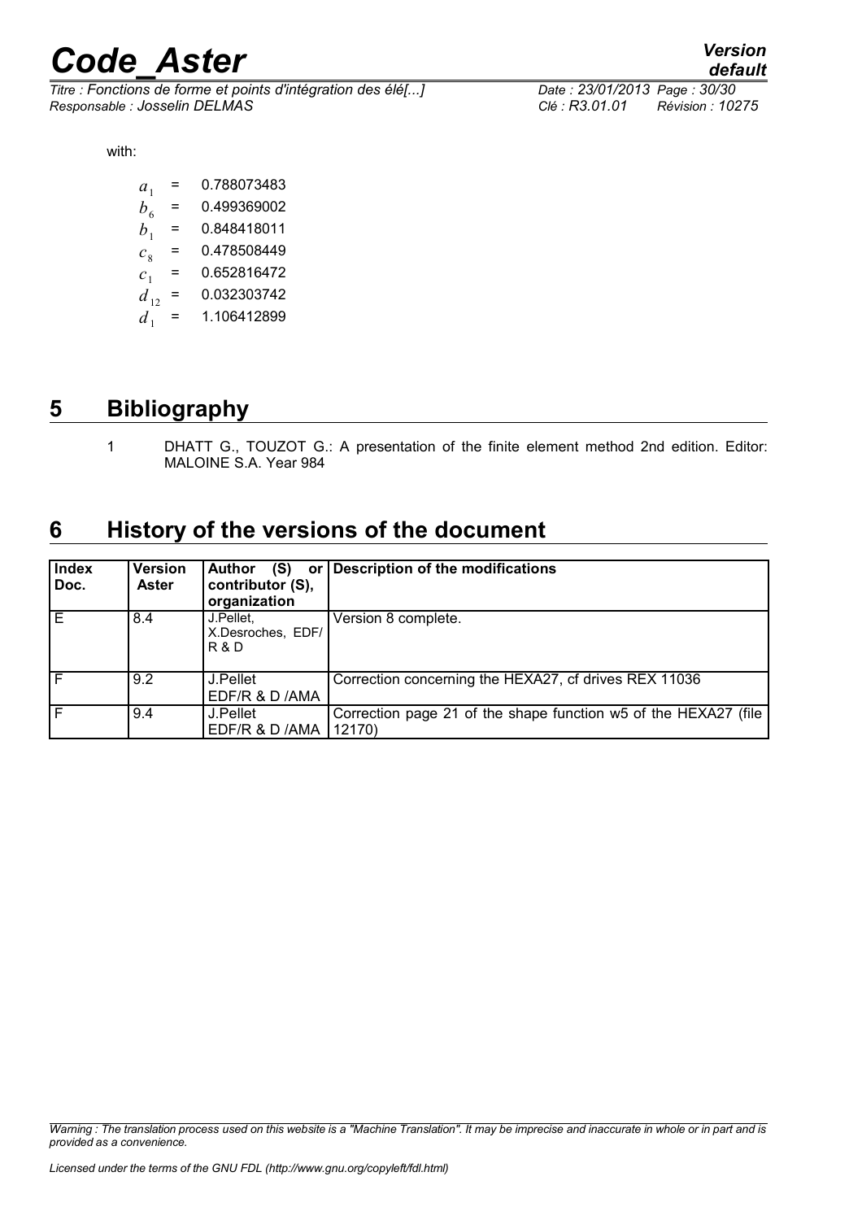with:

$a_1$ = 0.788073483
$b_6$ = 0.499369002
$b_1$ = 0.848418011
$c_8$ = 0.478508449
$c_1$ = 0.652816472
$d_{12}$ = 0.032303742
$d_1$ = 1.106412899

# 5 Bibliography

1 DHATT G., TOUZOT G.: A presentation of the finite element method 2nd edition. Editor: MALOINE S.A. Year 984

# 6 History of the versions of the document

| Index Doc. | Version Aster | Author (S) or contributor (S), organization | Description of the modifications |
|---|---|---|---|
| E | 8.4 | J.Pellet, X.Desroches, EDF/ R & D | Version 8 complete. |
| F | 9.2 | J.Pellet EDF/R & D /AMA | Correction concerning the HEXA27, cf drives REX 11036 |
| F | 9.4 | J.Pellet EDF/R & D /AMA | Correction page 21 of the shape function w5 of the HEXA27 (file 12170) |